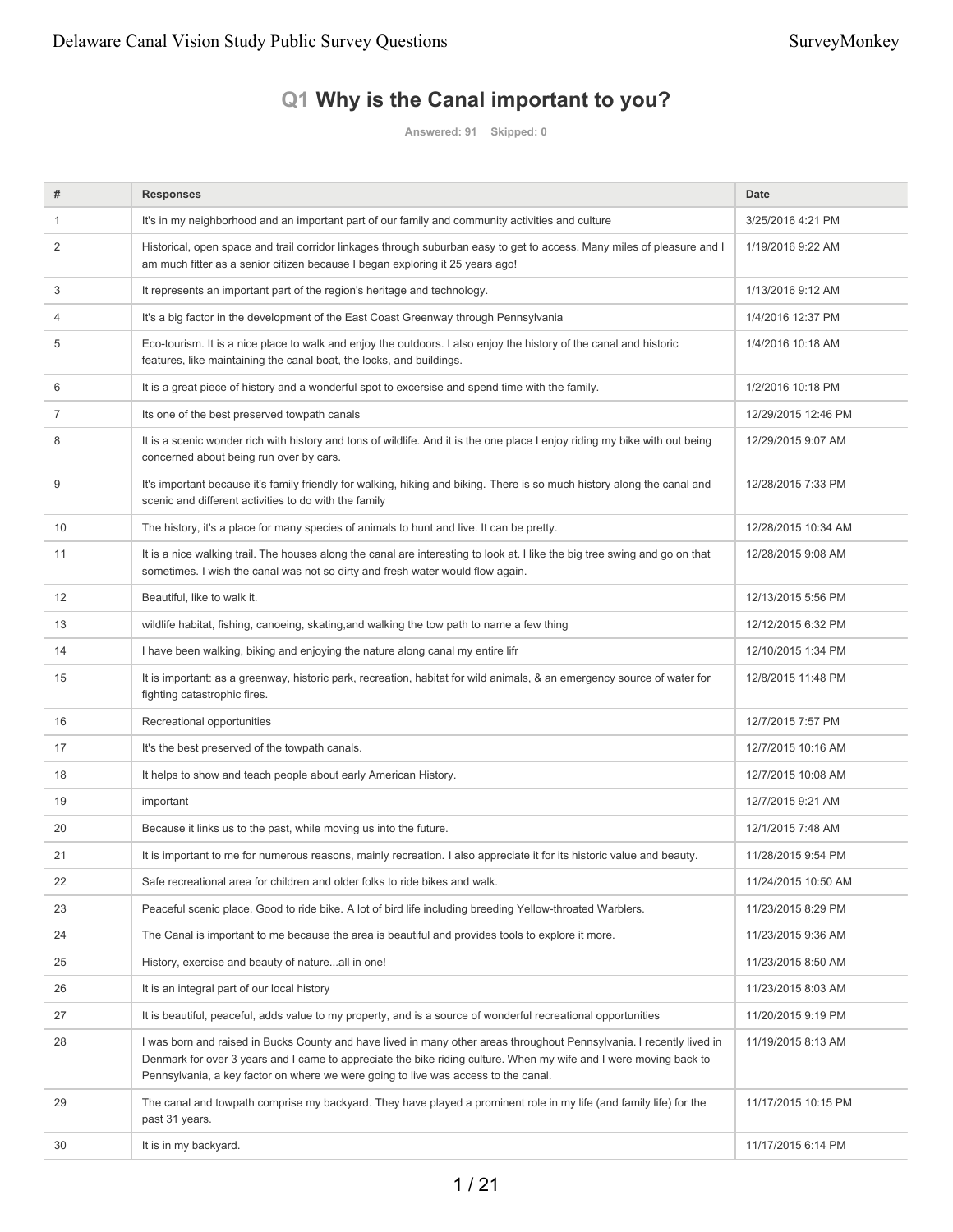# Q1 Why is the Canal important to you?

Answered: 91 Skipped: 0

| # | Responses | Date |
|---|---|---|
| 1 | It's in my neighborhood and an important part of our family and community activities and culture | 3/25/2016 4:21 PM |
| 2 | Historical, open space and trail corridor linkages through suburban easy to get to access. Many miles of pleasure and I am much fitter as a senior citizen because I began exploring it 25 years ago! | 1/19/2016 9:22 AM |
| 3 | It represents an important part of the region's heritage and technology. | 1/13/2016 9:12 AM |
| 4 | It's a big factor in the development of the East Coast Greenway through Pennsylvania | 1/4/2016 12:37 PM |
| 5 | Eco-tourism. It is a nice place to walk and enjoy the outdoors. I also enjoy the history of the canal and historic features, like maintaining the canal boat, the locks, and buildings. | 1/4/2016 10:18 AM |
| 6 | It is a great piece of history and a wonderful spot to excersise and spend time with the family. | 1/2/2016 10:18 PM |
| 7 | Its one of the best preserved towpath canals | 12/29/2015 12:46 PM |
| 8 | It is a scenic wonder rich with history and tons of wildlife. And it is the one place I enjoy riding my bike with out being concerned about being run over by cars. | 12/29/2015 9:07 AM |
| 9 | It's important because it's family friendly for walking, hiking and biking. There is so much history along the canal and scenic and different activities to do with the family | 12/28/2015 7:33 PM |
| 10 | The history, it's a place for many species of animals to hunt and live. It can be pretty. | 12/28/2015 10:34 AM |
| 11 | It is a nice walking trail. The houses along the canal are interesting to look at. I like the big tree swing and go on that sometimes. I wish the canal was not so dirty and fresh water would flow again. | 12/28/2015 9:08 AM |
| 12 | Beautiful, like to walk it. | 12/13/2015 5:56 PM |
| 13 | wildlife habitat, fishing, canoeing, skating,and walking the tow path to name a few thing | 12/12/2015 6:32 PM |
| 14 | I have been walking, biking and enjoying the nature along canal my entire lifr | 12/10/2015 1:34 PM |
| 15 | It is important: as a greenway, historic park, recreation, habitat for wild animals, & an emergency source of water for fighting catastrophic fires. | 12/8/2015 11:48 PM |
| 16 | Recreational opportunities | 12/7/2015 7:57 PM |
| 17 | It's the best preserved of the towpath canals. | 12/7/2015 10:16 AM |
| 18 | It helps to show and teach people about early American History. | 12/7/2015 10:08 AM |
| 19 | important | 12/7/2015 9:21 AM |
| 20 | Because it links us to the past, while moving us into the future. | 12/1/2015 7:48 AM |
| 21 | It is important to me for numerous reasons, mainly recreation. I also appreciate it for its historic value and beauty. | 11/28/2015 9:54 PM |
| 22 | Safe recreational area for children and older folks to ride bikes and walk. | 11/24/2015 10:50 AM |
| 23 | Peaceful scenic place. Good to ride bike. A lot of bird life including breeding Yellow-throated Warblers. | 11/23/2015 8:29 PM |
| 24 | The Canal is important to me because the area is beautiful and provides tools to explore it more. | 11/23/2015 9:36 AM |
| 25 | History, exercise and beauty of nature...all in one! | 11/23/2015 8:50 AM |
| 26 | It is an integral part of our local history | 11/23/2015 8:03 AM |
| 27 | It is beautiful, peaceful, adds value to my property, and is a source of wonderful recreational opportunities | 11/20/2015 9:19 PM |
| 28 | I was born and raised in Bucks County and have lived in many other areas throughout Pennsylvania. I recently lived in Denmark for over 3 years and I came to appreciate the bike riding culture. When my wife and I were moving back to Pennsylvania, a key factor on where we were going to live was access to the canal. | 11/19/2015 8:13 AM |
| 29 | The canal and towpath comprise my backyard. They have played a prominent role in my life (and family life) for the past 31 years. | 11/17/2015 10:15 PM |
| 30 | It is in my backyard. | 11/17/2015 6:14 PM |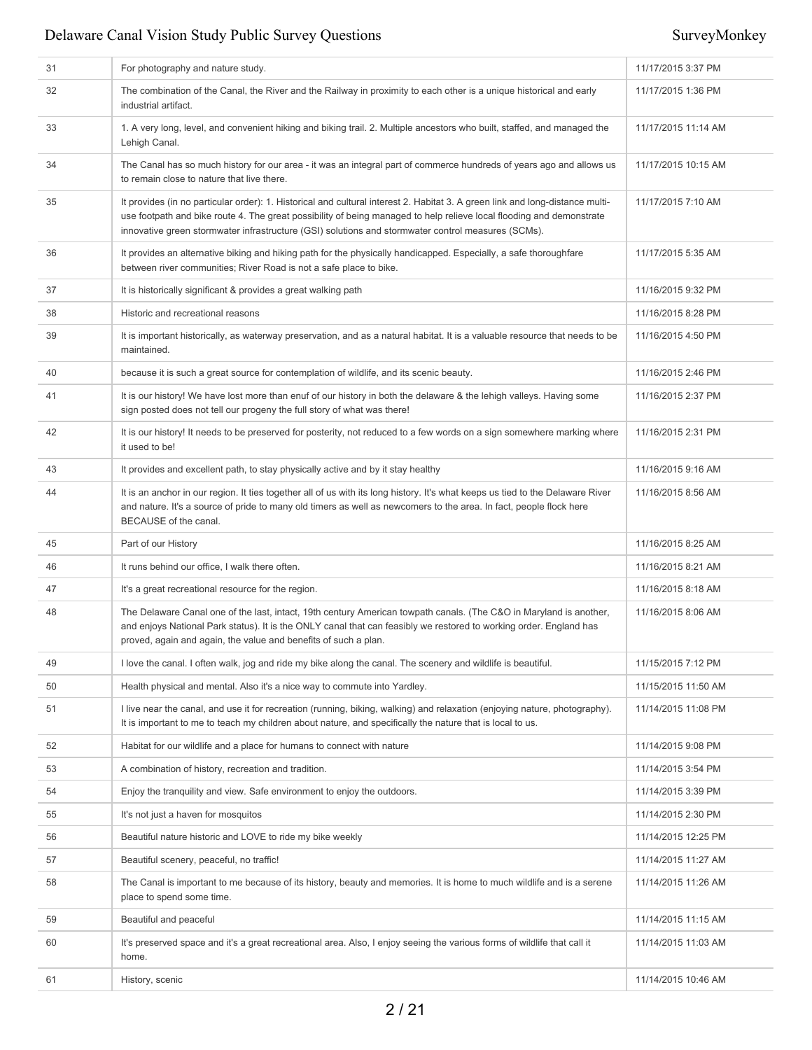| | | |
|---|---|---|
| 31 | For photography and nature study. | 11/17/2015 3:37 PM |
| 32 | The combination of the Canal, the River and the Railway in proximity to each other is a unique historical and early industrial artifact. | 11/17/2015 1:36 PM |
| 33 | 1. A very long, level, and convenient hiking and biking trail. 2. Multiple ancestors who built, staffed, and managed the Lehigh Canal. | 11/17/2015 11:14 AM |
| 34 | The Canal has so much history for our area - it was an integral part of commerce hundreds of years ago and allows us to remain close to nature that live there. | 11/17/2015 10:15 AM |
| 35 | It provides (in no particular order): 1. Historical and cultural interest 2. Habitat 3. A green link and long-distance multi-use footpath and bike route 4. The great possibility of being managed to help relieve local flooding and demonstrate innovative green stormwater infrastructure (GSI) solutions and stormwater control measures (SCMs). | 11/17/2015 7:10 AM |
| 36 | It provides an alternative biking and hiking path for the physically handicapped. Especially, a safe thoroughfare between river communities; River Road is not a safe place to bike. | 11/17/2015 5:35 AM |
| 37 | It is historically significant & provides a great walking path | 11/16/2015 9:32 PM |
| 38 | Historic and recreational reasons | 11/16/2015 8:28 PM |
| 39 | It is important historically, as waterway preservation, and as a natural habitat. It is a valuable resource that needs to be maintained. | 11/16/2015 4:50 PM |
| 40 | because it is such a great source for contemplation of wildlife, and its scenic beauty. | 11/16/2015 2:46 PM |
| 41 | It is our history! We have lost more than enuf of our history in both the delaware & the lehigh valleys. Having some sign posted does not tell our progeny the full story of what was there! | 11/16/2015 2:37 PM |
| 42 | It is our history! It needs to be preserved for posterity, not reduced to a few words on a sign somewhere marking where it used to be! | 11/16/2015 2:31 PM |
| 43 | It provides and excellent path, to stay physically active and by it stay healthy | 11/16/2015 9:16 AM |
| 44 | It is an anchor in our region. It ties together all of us with its long history. It's what keeps us tied to the Delaware River and nature. It's a source of pride to many old timers as well as newcomers to the area. In fact, people flock here BECAUSE of the canal. | 11/16/2015 8:56 AM |
| 45 | Part of our History | 11/16/2015 8:25 AM |
| 46 | It runs behind our office, I walk there often. | 11/16/2015 8:21 AM |
| 47 | It's a great recreational resource for the region. | 11/16/2015 8:18 AM |
| 48 | The Delaware Canal one of the last, intact, 19th century American towpath canals. (The C&O in Maryland is another, and enjoys National Park status). It is the ONLY canal that can feasibly we restored to working order. England has proved, again and again, the value and benefits of such a plan. | 11/16/2015 8:06 AM |
| 49 | I love the canal. I often walk, jog and ride my bike along the canal. The scenery and wildlife is beautiful. | 11/15/2015 7:12 PM |
| 50 | Health physical and mental. Also it's a nice way to commute into Yardley. | 11/15/2015 11:50 AM |
| 51 | I live near the canal, and use it for recreation (running, biking, walking) and relaxation (enjoying nature, photography). It is important to me to teach my children about nature, and specifically the nature that is local to us. | 11/14/2015 11:08 PM |
| 52 | Habitat for our wildlife and a place for humans to connect with nature | 11/14/2015 9:08 PM |
| 53 | A combination of history, recreation and tradition. | 11/14/2015 3:54 PM |
| 54 | Enjoy the tranquility and view. Safe environment to enjoy the outdoors. | 11/14/2015 3:39 PM |
| 55 | It's not just a haven for mosquitos | 11/14/2015 2:30 PM |
| 56 | Beautiful nature historic and LOVE to ride my bike weekly | 11/14/2015 12:25 PM |
| 57 | Beautiful scenery, peaceful, no traffic! | 11/14/2015 11:27 AM |
| 58 | The Canal is important to me because of its history, beauty and memories. It is home to much wildlife and is a serene place to spend some time. | 11/14/2015 11:26 AM |
| 59 | Beautiful and peaceful | 11/14/2015 11:15 AM |
| 60 | It's preserved space and it's a great recreational area. Also, I enjoy seeing the various forms of wildlife that call it home. | 11/14/2015 11:03 AM |
| 61 | History, scenic | 11/14/2015 10:46 AM |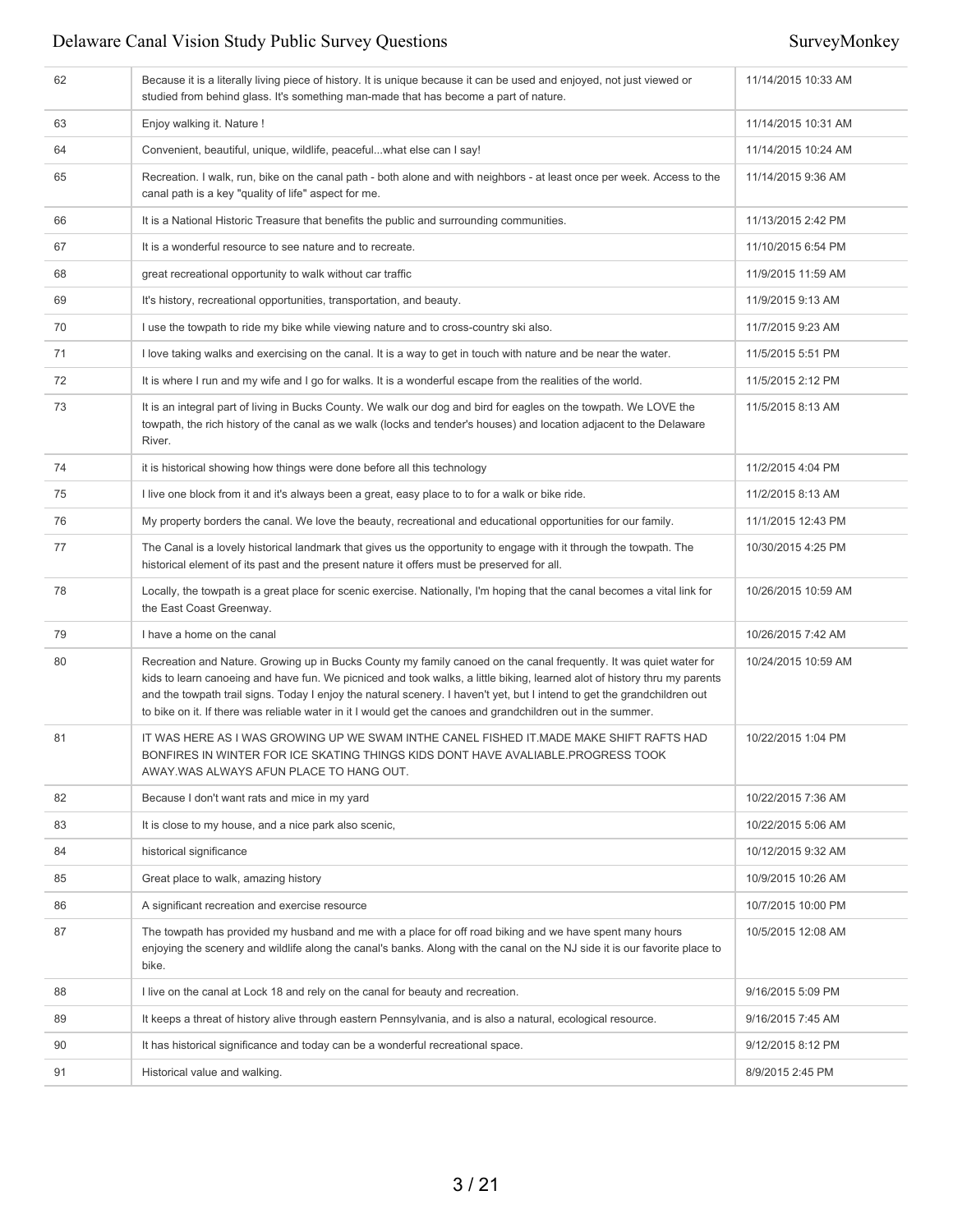| | | |
|---|---|---|
| 62 | Because it is a literally living piece of history. It is unique because it can be used and enjoyed, not just viewed or studied from behind glass. It's something man-made that has become a part of nature. | 11/14/2015 10:33 AM |
| 63 | Enjoy walking it. Nature ! | 11/14/2015 10:31 AM |
| 64 | Convenient, beautiful, unique, wildlife, peaceful...what else can I say! | 11/14/2015 10:24 AM |
| 65 | Recreation. I walk, run, bike on the canal path - both alone and with neighbors - at least once per week. Access to the canal path is a key "quality of life" aspect for me. | 11/14/2015 9:36 AM |
| 66 | It is a National Historic Treasure that benefits the public and surrounding communities. | 11/13/2015 2:42 PM |
| 67 | It is a wonderful resource to see nature and to recreate. | 11/10/2015 6:54 PM |
| 68 | great recreational opportunity to walk without car traffic | 11/9/2015 11:59 AM |
| 69 | It's history, recreational opportunities, transportation, and beauty. | 11/9/2015 9:13 AM |
| 70 | I use the towpath to ride my bike while viewing nature and to cross-country ski also. | 11/7/2015 9:23 AM |
| 71 | I love taking walks and exercising on the canal. It is a way to get in touch with nature and be near the water. | 11/5/2015 5:51 PM |
| 72 | It is where I run and my wife and I go for walks. It is a wonderful escape from the realities of the world. | 11/5/2015 2:12 PM |
| 73 | It is an integral part of living in Bucks County. We walk our dog and bird for eagles on the towpath. We LOVE the towpath, the rich history of the canal as we walk (locks and tender's houses) and location adjacent to the Delaware River. | 11/5/2015 8:13 AM |
| 74 | it is historical showing how things were done before all this technology | 11/2/2015 4:04 PM |
| 75 | I live one block from it and it's always been a great, easy place to to for a walk or bike ride. | 11/2/2015 8:13 AM |
| 76 | My property borders the canal. We love the beauty, recreational and educational opportunities for our family. | 11/1/2015 12:43 PM |
| 77 | The Canal is a lovely historical landmark that gives us the opportunity to engage with it through the towpath. The historical element of its past and the present nature it offers must be preserved for all. | 10/30/2015 4:25 PM |
| 78 | Locally, the towpath is a great place for scenic exercise. Nationally, I'm hoping that the canal becomes a vital link for the East Coast Greenway. | 10/26/2015 10:59 AM |
| 79 | I have a home on the canal | 10/26/2015 7:42 AM |
| 80 | Recreation and Nature. Growing up in Bucks County my family canoed on the canal frequently. It was quiet water for kids to learn canoeing and have fun. We picniced and took walks, a little biking, learned alot of history thru my parents and the towpath trail signs. Today I enjoy the natural scenery. I haven't yet, but I intend to get the grandchildren out to bike on it. If there was reliable water in it I would get the canoes and grandchildren out in the summer. | 10/24/2015 10:59 AM |
| 81 | IT WAS HERE AS I WAS GROWING UP WE SWAM INTHE CANEL FISHED IT.MADE MAKE SHIFT RAFTS HAD BONFIRES IN WINTER FOR ICE SKATING THINGS KIDS DONT HAVE AVALIABLE.PROGRESS TOOK AWAY.WAS ALWAYS AFUN PLACE TO HANG OUT. | 10/22/2015 1:04 PM |
| 82 | Because I don't want rats and mice in my yard | 10/22/2015 7:36 AM |
| 83 | It is close to my house, and a nice park also scenic, | 10/22/2015 5:06 AM |
| 84 | historical significance | 10/12/2015 9:32 AM |
| 85 | Great place to walk, amazing history | 10/9/2015 10:26 AM |
| 86 | A significant recreation and exercise resource | 10/7/2015 10:00 PM |
| 87 | The towpath has provided my husband and me with a place for off road biking and we have spent many hours enjoying the scenery and wildlife along the canal's banks. Along with the canal on the NJ side it is our favorite place to bike. | 10/5/2015 12:08 AM |
| 88 | I live on the canal at Lock 18 and rely on the canal for beauty and recreation. | 9/16/2015 5:09 PM |
| 89 | It keeps a threat of history alive through eastern Pennsylvania, and is also a natural, ecological resource. | 9/16/2015 7:45 AM |
| 90 | It has historical significance and today can be a wonderful recreational space. | 9/12/2015 8:12 PM |
| 91 | Historical value and walking. | 8/9/2015 2:45 PM |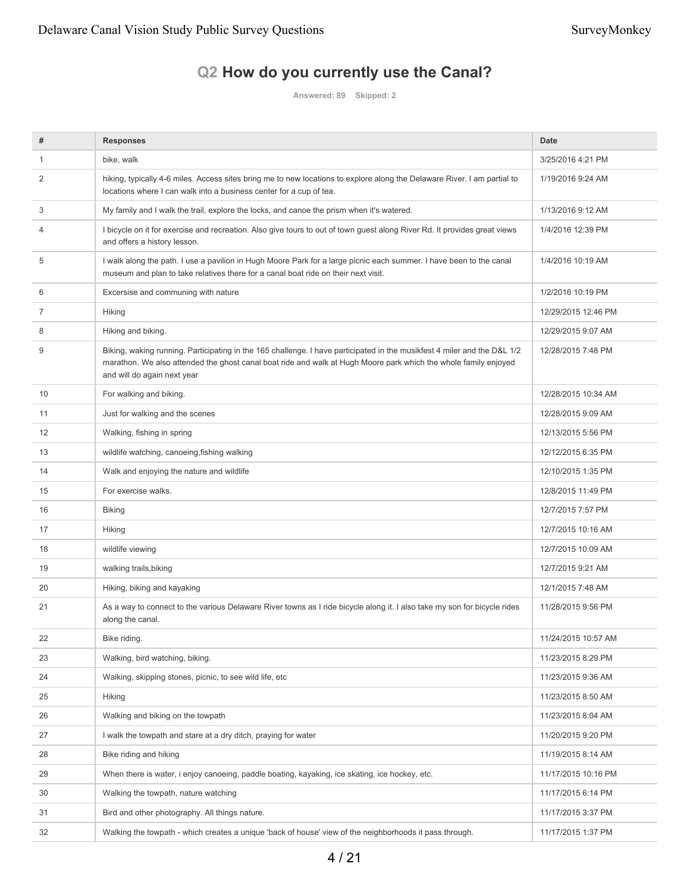## Q2 How do you currently use the Canal?

Answered: 89 Skipped: 2

| # | Responses | Date |
|---|---|---|
| 1 | bike, walk | 3/25/2016 4:21 PM |
| 2 | hiking, typically 4-6 miles. Access sites bring me to new locations to explore along the Delaware River. I am partial to locations where I can walk into a business center for a cup of tea. | 1/19/2016 9:24 AM |
| 3 | My family and I walk the trail, explore the locks, and canoe the prism when it's watered. | 1/13/2016 9:12 AM |
| 4 | I bicycle on it for exercise and recreation. Also give tours to out of town guest along River Rd. It provides great views and offers a history lesson. | 1/4/2016 12:39 PM |
| 5 | I walk along the path. I use a pavilion in Hugh Moore Park for a large picnic each summer. I have been to the canal museum and plan to take relatives there for a canal boat ride on their next visit. | 1/4/2016 10:19 AM |
| 6 | Excersise and communing with nature | 1/2/2016 10:19 PM |
| 7 | Hiking | 12/29/2015 12:46 PM |
| 8 | Hiking and biking. | 12/29/2015 9:07 AM |
| 9 | Biking, waking running. Participating in the 165 challenge. I have participated in the musikfest 4 miler and the D&L 1/2 marathon. We also attended the ghost canal boat ride and walk at Hugh Moore park which the whole family enjoyed and will do again next year | 12/28/2015 7:48 PM |
| 10 | For walking and biking. | 12/28/2015 10:34 AM |
| 11 | Just for walking and the scenes | 12/28/2015 9:09 AM |
| 12 | Walking, fishing in spring | 12/13/2015 5:56 PM |
| 13 | wildlife watching, canoeing,fishing walking | 12/12/2015 6:35 PM |
| 14 | Walk and enjoying the nature and wildlife | 12/10/2015 1:35 PM |
| 15 | For exercise walks. | 12/8/2015 11:49 PM |
| 16 | Biking | 12/7/2015 7:57 PM |
| 17 | Hiking | 12/7/2015 10:16 AM |
| 18 | wildlife viewing | 12/7/2015 10:09 AM |
| 19 | walking trails,biking | 12/7/2015 9:21 AM |
| 20 | Hiking, biking and kayaking | 12/1/2015 7:48 AM |
| 21 | As a way to connect to the various Delaware River towns as I ride bicycle along it. I also take my son for bicycle rides along the canal. | 11/28/2015 9:56 PM |
| 22 | Bike riding. | 11/24/2015 10:57 AM |
| 23 | Walking, bird watching, biking. | 11/23/2015 8:29 PM |
| 24 | Walking, skipping stones, picnic, to see wild life, etc | 11/23/2015 9:36 AM |
| 25 | Hiking | 11/23/2015 8:50 AM |
| 26 | Walking and biking on the towpath | 11/23/2015 8:04 AM |
| 27 | I walk the towpath and stare at a dry ditch, praying for water | 11/20/2015 9:20 PM |
| 28 | Bike riding and hiking | 11/19/2015 8:14 AM |
| 29 | When there is water, i enjoy canoeing, paddle boating, kayaking, ice skating, ice hockey, etc. | 11/17/2015 10:16 PM |
| 30 | Walking the towpath, nature watching | 11/17/2015 6:14 PM |
| 31 | Bird and other photography. All things nature. | 11/17/2015 3:37 PM |
| 32 | Walking the towpath - which creates a unique 'back of house' view of the neighborhoods it pass through. | 11/17/2015 1:37 PM |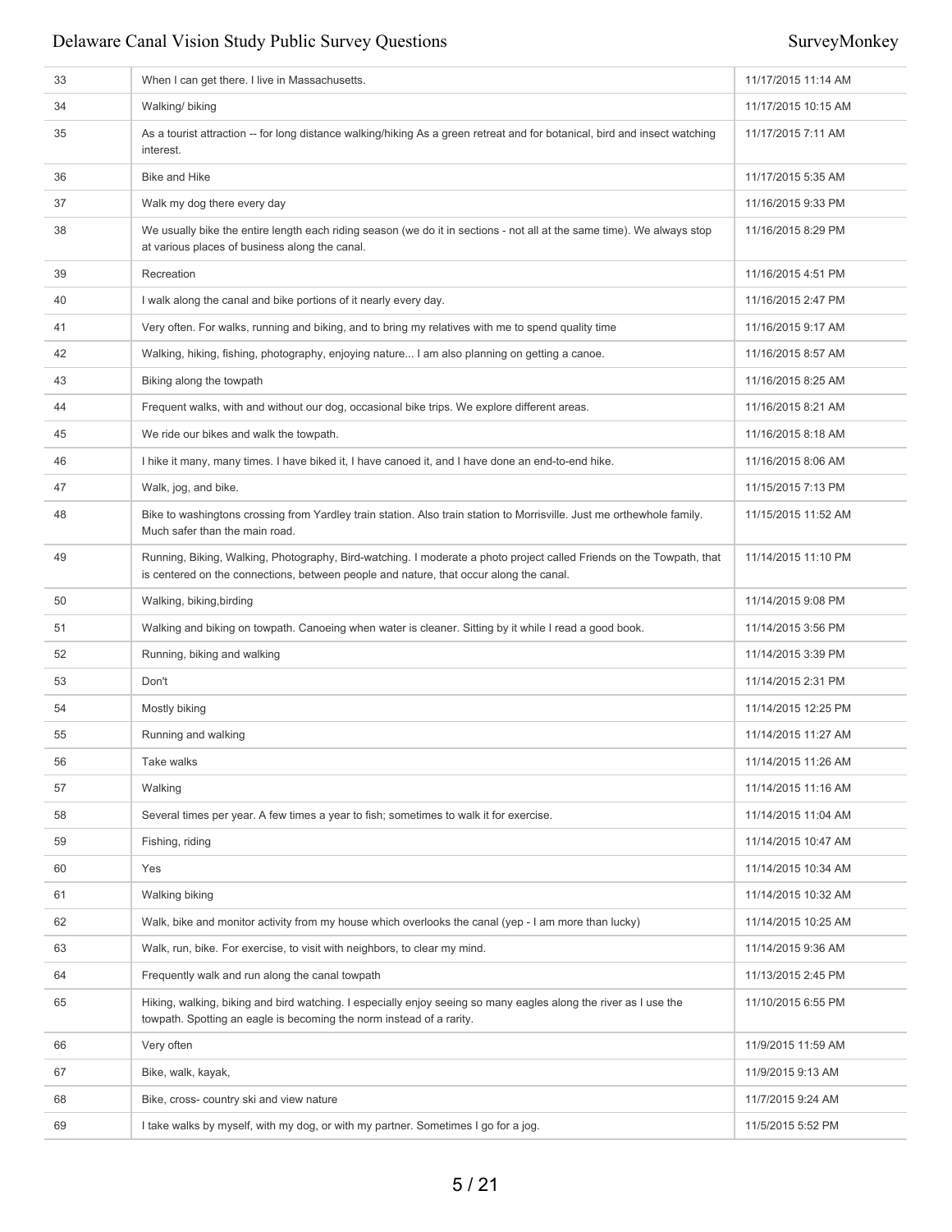| | | |
|---|---|---|
| 33 | When I can get there. I live in Massachusetts. | 11/17/2015 11:14 AM |
| 34 | Walking/ biking | 11/17/2015 10:15 AM |
| 35 | As a tourist attraction -- for long distance walking/hiking As a green retreat and for botanical, bird and insect watching interest. | 11/17/2015 7:11 AM |
| 36 | Bike and Hike | 11/17/2015 5:35 AM |
| 37 | Walk my dog there every day | 11/16/2015 9:33 PM |
| 38 | We usually bike the entire length each riding season (we do it in sections - not all at the same time). We always stop at various places of business along the canal. | 11/16/2015 8:29 PM |
| 39 | Recreation | 11/16/2015 4:51 PM |
| 40 | I walk along the canal and bike portions of it nearly every day. | 11/16/2015 2:47 PM |
| 41 | Very often. For walks, running and biking, and to bring my relatives with me to spend quality time | 11/16/2015 9:17 AM |
| 42 | Walking, hiking, fishing, photography, enjoying nature... I am also planning on getting a canoe. | 11/16/2015 8:57 AM |
| 43 | Biking along the towpath | 11/16/2015 8:25 AM |
| 44 | Frequent walks, with and without our dog, occasional bike trips. We explore different areas. | 11/16/2015 8:21 AM |
| 45 | We ride our bikes and walk the towpath. | 11/16/2015 8:18 AM |
| 46 | I hike it many, many times. I have biked it, I have canoed it, and I have done an end-to-end hike. | 11/16/2015 8:06 AM |
| 47 | Walk, jog, and bike. | 11/15/2015 7:13 PM |
| 48 | Bike to washingtons crossing from Yardley train station. Also train station to Morrisville. Just me orthewhole family. Much safer than the main road. | 11/15/2015 11:52 AM |
| 49 | Running, Biking, Walking, Photography, Bird-watching. I moderate a photo project called Friends on the Towpath, that is centered on the connections, between people and nature, that occur along the canal. | 11/14/2015 11:10 PM |
| 50 | Walking, biking,birding | 11/14/2015 9:08 PM |
| 51 | Walking and biking on towpath. Canoeing when water is cleaner. Sitting by it while I read a good book. | 11/14/2015 3:56 PM |
| 52 | Running, biking and walking | 11/14/2015 3:39 PM |
| 53 | Don't | 11/14/2015 2:31 PM |
| 54 | Mostly biking | 11/14/2015 12:25 PM |
| 55 | Running and walking | 11/14/2015 11:27 AM |
| 56 | Take walks | 11/14/2015 11:26 AM |
| 57 | Walking | 11/14/2015 11:16 AM |
| 58 | Several times per year. A few times a year to fish; sometimes to walk it for exercise. | 11/14/2015 11:04 AM |
| 59 | Fishing, riding | 11/14/2015 10:47 AM |
| 60 | Yes | 11/14/2015 10:34 AM |
| 61 | Walking biking | 11/14/2015 10:32 AM |
| 62 | Walk, bike and monitor activity from my house which overlooks the canal (yep - I am more than lucky) | 11/14/2015 10:25 AM |
| 63 | Walk, run, bike. For exercise, to visit with neighbors, to clear my mind. | 11/14/2015 9:36 AM |
| 64 | Frequently walk and run along the canal towpath | 11/13/2015 2:45 PM |
| 65 | Hiking, walking, biking and bird watching. I especially enjoy seeing so many eagles along the river as I use the towpath. Spotting an eagle is becoming the norm instead of a rarity. | 11/10/2015 6:55 PM |
| 66 | Very often | 11/9/2015 11:59 AM |
| 67 | Bike, walk, kayak, | 11/9/2015 9:13 AM |
| 68 | Bike, cross- country ski and view nature | 11/7/2015 9:24 AM |
| 69 | I take walks by myself, with my dog, or with my partner. Sometimes I go for a jog. | 11/5/2015 5:52 PM |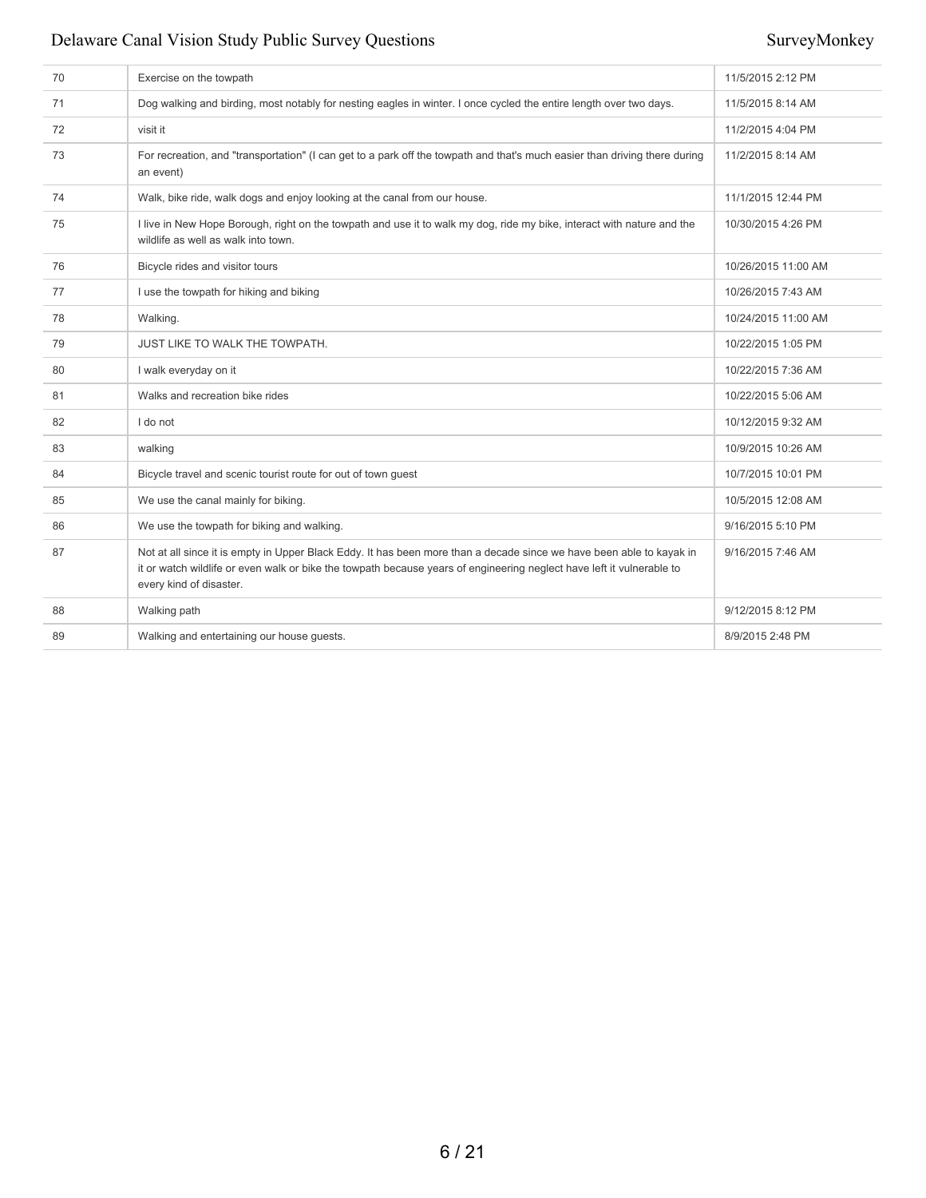| | | |
|---|---|---|
| 70 | Exercise on the towpath | 11/5/2015 2:12 PM |
| 71 | Dog walking and birding, most notably for nesting eagles in winter. I once cycled the entire length over two days. | 11/5/2015 8:14 AM |
| 72 | visit it | 11/2/2015 4:04 PM |
| 73 | For recreation, and "transportation" (I can get to a park off the towpath and that's much easier than driving there during an event) | 11/2/2015 8:14 AM |
| 74 | Walk, bike ride, walk dogs and enjoy looking at the canal from our house. | 11/1/2015 12:44 PM |
| 75 | I live in New Hope Borough, right on the towpath and use it to walk my dog, ride my bike, interact with nature and the wildlife as well as walk into town. | 10/30/2015 4:26 PM |
| 76 | Bicycle rides and visitor tours | 10/26/2015 11:00 AM |
| 77 | I use the towpath for hiking and biking | 10/26/2015 7:43 AM |
| 78 | Walking. | 10/24/2015 11:00 AM |
| 79 | JUST LIKE TO WALK THE TOWPATH. | 10/22/2015 1:05 PM |
| 80 | I walk everyday on it | 10/22/2015 7:36 AM |
| 81 | Walks and recreation bike rides | 10/22/2015 5:06 AM |
| 82 | I do not | 10/12/2015 9:32 AM |
| 83 | walking | 10/9/2015 10:26 AM |
| 84 | Bicycle travel and scenic tourist route for out of town guest | 10/7/2015 10:01 PM |
| 85 | We use the canal mainly for biking. | 10/5/2015 12:08 AM |
| 86 | We use the towpath for biking and walking. | 9/16/2015 5:10 PM |
| 87 | Not at all since it is empty in Upper Black Eddy. It has been more than a decade since we have been able to kayak in it or watch wildlife or even walk or bike the towpath because years of engineering neglect have left it vulnerable to every kind of disaster. | 9/16/2015 7:46 AM |
| 88 | Walking path | 9/12/2015 8:12 PM |
| 89 | Walking and entertaining our house guests. | 8/9/2015 2:48 PM |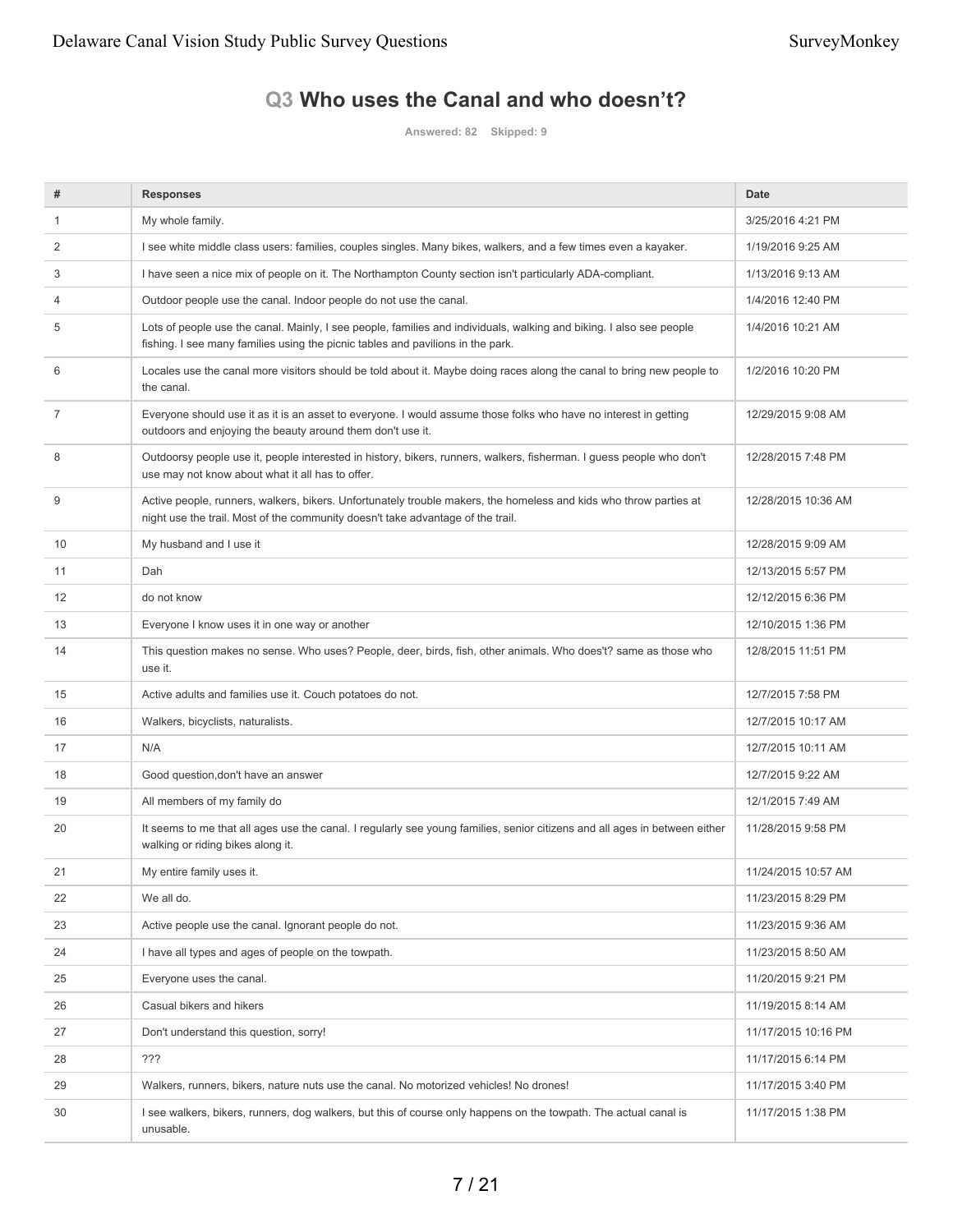## Q3 Who uses the Canal and who doesn't?

Answered: 82 Skipped: 9

| # | Responses | Date |
|---|---|---|
| 1 | My whole family. | 3/25/2016 4:21 PM |
| 2 | I see white middle class users: families, couples singles. Many bikes, walkers, and a few times even a kayaker. | 1/19/2016 9:25 AM |
| 3 | I have seen a nice mix of people on it. The Northampton County section isn't particularly ADA-compliant. | 1/13/2016 9:13 AM |
| 4 | Outdoor people use the canal. Indoor people do not use the canal. | 1/4/2016 12:40 PM |
| 5 | Lots of people use the canal. Mainly, I see people, families and individuals, walking and biking. I also see people fishing. I see many families using the picnic tables and pavilions in the park. | 1/4/2016 10:21 AM |
| 6 | Locales use the canal more visitors should be told about it. Maybe doing races along the canal to bring new people to the canal. | 1/2/2016 10:20 PM |
| 7 | Everyone should use it as it is an asset to everyone. I would assume those folks who have no interest in getting outdoors and enjoying the beauty around them don't use it. | 12/29/2015 9:08 AM |
| 8 | Outdoorsy people use it, people interested in history, bikers, runners, walkers, fisherman. I guess people who don't use may not know about what it all has to offer. | 12/28/2015 7:48 PM |
| 9 | Active people, runners, walkers, bikers. Unfortunately trouble makers, the homeless and kids who throw parties at night use the trail. Most of the community doesn't take advantage of the trail. | 12/28/2015 10:36 AM |
| 10 | My husband and I use it | 12/28/2015 9:09 AM |
| 11 | Dah | 12/13/2015 5:57 PM |
| 12 | do not know | 12/12/2015 6:36 PM |
| 13 | Everyone I know uses it in one way or another | 12/10/2015 1:36 PM |
| 14 | This question makes no sense. Who uses? People, deer, birds, fish, other animals. Who does't? same as those who use it. | 12/8/2015 11:51 PM |
| 15 | Active adults and families use it. Couch potatoes do not. | 12/7/2015 7:58 PM |
| 16 | Walkers, bicyclists, naturalists. | 12/7/2015 10:17 AM |
| 17 | N/A | 12/7/2015 10:11 AM |
| 18 | Good question,don't have an answer | 12/7/2015 9:22 AM |
| 19 | All members of my family do | 12/1/2015 7:49 AM |
| 20 | It seems to me that all ages use the canal. I regularly see young families, senior citizens and all ages in between either walking or riding bikes along it. | 11/28/2015 9:58 PM |
| 21 | My entire family uses it. | 11/24/2015 10:57 AM |
| 22 | We all do. | 11/23/2015 8:29 PM |
| 23 | Active people use the canal. Ignorant people do not. | 11/23/2015 9:36 AM |
| 24 | I have all types and ages of people on the towpath. | 11/23/2015 8:50 AM |
| 25 | Everyone uses the canal. | 11/20/2015 9:21 PM |
| 26 | Casual bikers and hikers | 11/19/2015 8:14 AM |
| 27 | Don't understand this question, sorry! | 11/17/2015 10:16 PM |
| 28 | ??? | 11/17/2015 6:14 PM |
| 29 | Walkers, runners, bikers, nature nuts use the canal. No motorized vehicles! No drones! | 11/17/2015 3:40 PM |
| 30 | I see walkers, bikers, runners, dog walkers, but this of course only happens on the towpath. The actual canal is unusable. | 11/17/2015 1:38 PM |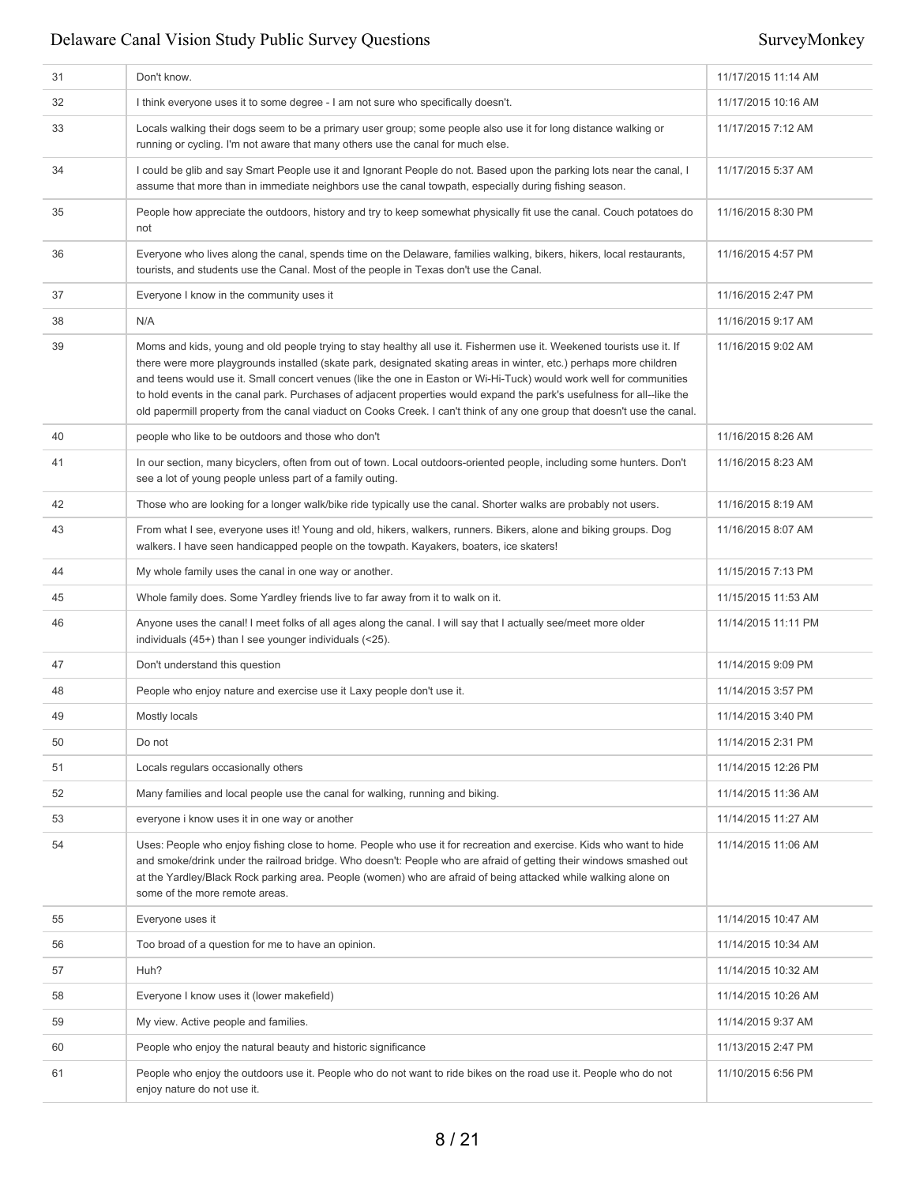| | | |
|---|---|---|
| 31 | Don't know. | 11/17/2015 11:14 AM |
| 32 | I think everyone uses it to some degree - I am not sure who specifically doesn't. | 11/17/2015 10:16 AM |
| 33 | Locals walking their dogs seem to be a primary user group; some people also use it for long distance walking or running or cycling. I'm not aware that many others use the canal for much else. | 11/17/2015 7:12 AM |
| 34 | I could be glib and say Smart People use it and Ignorant People do not. Based upon the parking lots near the canal, I assume that more than in immediate neighbors use the canal towpath, especially during fishing season. | 11/17/2015 5:37 AM |
| 35 | People how appreciate the outdoors, history and try to keep somewhat physically fit use the canal. Couch potatoes do not | 11/16/2015 8:30 PM |
| 36 | Everyone who lives along the canal, spends time on the Delaware, families walking, bikers, hikers, local restaurants, tourists, and students use the Canal. Most of the people in Texas don't use the Canal. | 11/16/2015 4:57 PM |
| 37 | Everyone I know in the community uses it | 11/16/2015 2:47 PM |
| 38 | N/A | 11/16/2015 9:17 AM |
| 39 | Moms and kids, young and old people trying to stay healthy all use it. Fishermen use it. Weekened tourists use it. If there were more playgrounds installed (skate park, designated skating areas in winter, etc.) perhaps more children and teens would use it. Small concert venues (like the one in Easton or Wi-Hi-Tuck) would work well for communities to hold events in the canal park. Purchases of adjacent properties would expand the park's usefulness for all--like the old papermill property from the canal viaduct on Cooks Creek. I can't think of any one group that doesn't use the canal. | 11/16/2015 9:02 AM |
| 40 | people who like to be outdoors and those who don't | 11/16/2015 8:26 AM |
| 41 | In our section, many bicyclers, often from out of town. Local outdoors-oriented people, including some hunters. Don't see a lot of young people unless part of a family outing. | 11/16/2015 8:23 AM |
| 42 | Those who are looking for a longer walk/bike ride typically use the canal. Shorter walks are probably not users. | 11/16/2015 8:19 AM |
| 43 | From what I see, everyone uses it! Young and old, hikers, walkers, runners. Bikers, alone and biking groups. Dog walkers. I have seen handicapped people on the towpath. Kayakers, boaters, ice skaters! | 11/16/2015 8:07 AM |
| 44 | My whole family uses the canal in one way or another. | 11/15/2015 7:13 PM |
| 45 | Whole family does. Some Yardley friends live to far away from it to walk on it. | 11/15/2015 11:53 AM |
| 46 | Anyone uses the canal! I meet folks of all ages along the canal. I will say that I actually see/meet more older individuals (45+) than I see younger individuals (<25). | 11/14/2015 11:11 PM |
| 47 | Don't understand this question | 11/14/2015 9:09 PM |
| 48 | People who enjoy nature and exercise use it Laxy people don't use it. | 11/14/2015 3:57 PM |
| 49 | Mostly locals | 11/14/2015 3:40 PM |
| 50 | Do not | 11/14/2015 2:31 PM |
| 51 | Locals regulars occasionally others | 11/14/2015 12:26 PM |
| 52 | Many families and local people use the canal for walking, running and biking. | 11/14/2015 11:36 AM |
| 53 | everyone i know uses it in one way or another | 11/14/2015 11:27 AM |
| 54 | Uses: People who enjoy fishing close to home. People who use it for recreation and exercise. Kids who want to hide and smoke/drink under the railroad bridge. Who doesn't: People who are afraid of getting their windows smashed out at the Yardley/Black Rock parking area. People (women) who are afraid of being attacked while walking alone on some of the more remote areas. | 11/14/2015 11:06 AM |
| 55 | Everyone uses it | 11/14/2015 10:47 AM |
| 56 | Too broad of a question for me to have an opinion. | 11/14/2015 10:34 AM |
| 57 | Huh? | 11/14/2015 10:32 AM |
| 58 | Everyone I know uses it (lower makefield) | 11/14/2015 10:26 AM |
| 59 | My view. Active people and families. | 11/14/2015 9:37 AM |
| 60 | People who enjoy the natural beauty and historic significance | 11/13/2015 2:47 PM |
| 61 | People who enjoy the outdoors use it. People who do not want to ride bikes on the road use it. People who do not enjoy nature do not use it. | 11/10/2015 6:56 PM |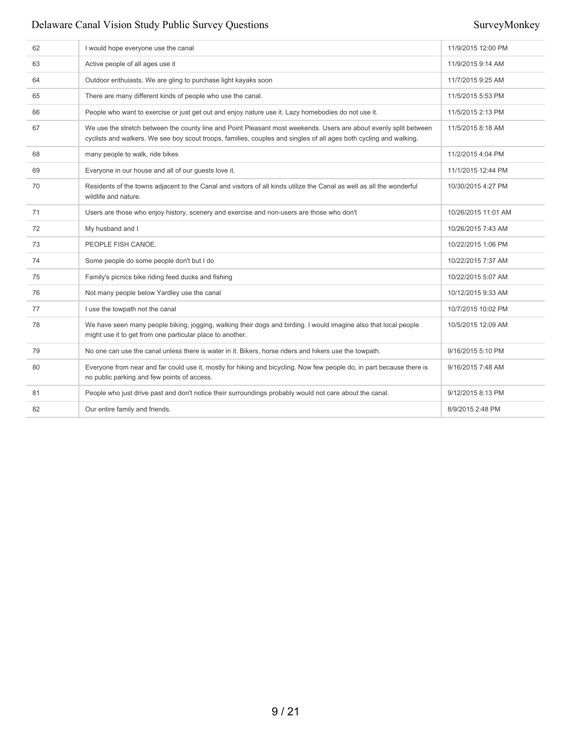| | | |
|---|---|---|
| 62 | I would hope everyone use the canal | 11/9/2015 12:00 PM |
| 63 | Active people of all ages use it | 11/9/2015 9:14 AM |
| 64 | Outdoor enthuiasts. We are gling to purchase light kayaks soon | 11/7/2015 9:25 AM |
| 65 | There are many different kinds of people who use the canal. | 11/5/2015 5:53 PM |
| 66 | People who want to exercise or just get out and enjoy nature use it. Lazy homebodies do not use it. | 11/5/2015 2:13 PM |
| 67 | We use the stretch between the county line and Point Pleasant most weekends. Users are about evenly split between cyclists and walkers. We see boy scout troops, families, couples and singles of all ages both cycling and walking. | 11/5/2015 8:18 AM |
| 68 | many people to walk, ride bikes | 11/2/2015 4:04 PM |
| 69 | Everyone in our house and all of our guests love it. | 11/1/2015 12:44 PM |
| 70 | Residents of the towns adjacent to the Canal and visitors of all kinds utilize the Canal as well as all the wonderful wildlife and nature. | 10/30/2015 4:27 PM |
| 71 | Users are those who enjoy history, scenery and exercise and non-users are those who don't | 10/26/2015 11:01 AM |
| 72 | My husband and I | 10/26/2015 7:43 AM |
| 73 | PEOPLE FISH CANOE. | 10/22/2015 1:06 PM |
| 74 | Some people do some people don't but I do | 10/22/2015 7:37 AM |
| 75 | Family's picnics bike riding feed ducks and fishing | 10/22/2015 5:07 AM |
| 76 | Not many people below Yardley use the canal | 10/12/2015 9:33 AM |
| 77 | I use the towpath not the canal | 10/7/2015 10:02 PM |
| 78 | We have seen many people biking, jogging, walking their dogs and birding. I would imagine also that local people might use it to get from one particular place to another. | 10/5/2015 12:09 AM |
| 79 | No one can use the canal unless there is water in it. Bikers, horse riders and hikers use the towpath. | 9/16/2015 5:10 PM |
| 80 | Everyone from near and far could use it, mostly for hiking and bicycling. Now few people do, in part because there is no public parking and few points of access. | 9/16/2015 7:48 AM |
| 81 | People who just drive past and don't notice their surroundings probably would not care about the canal. | 9/12/2015 8:13 PM |
| 82 | Our entire family and friends. | 8/9/2015 2:48 PM |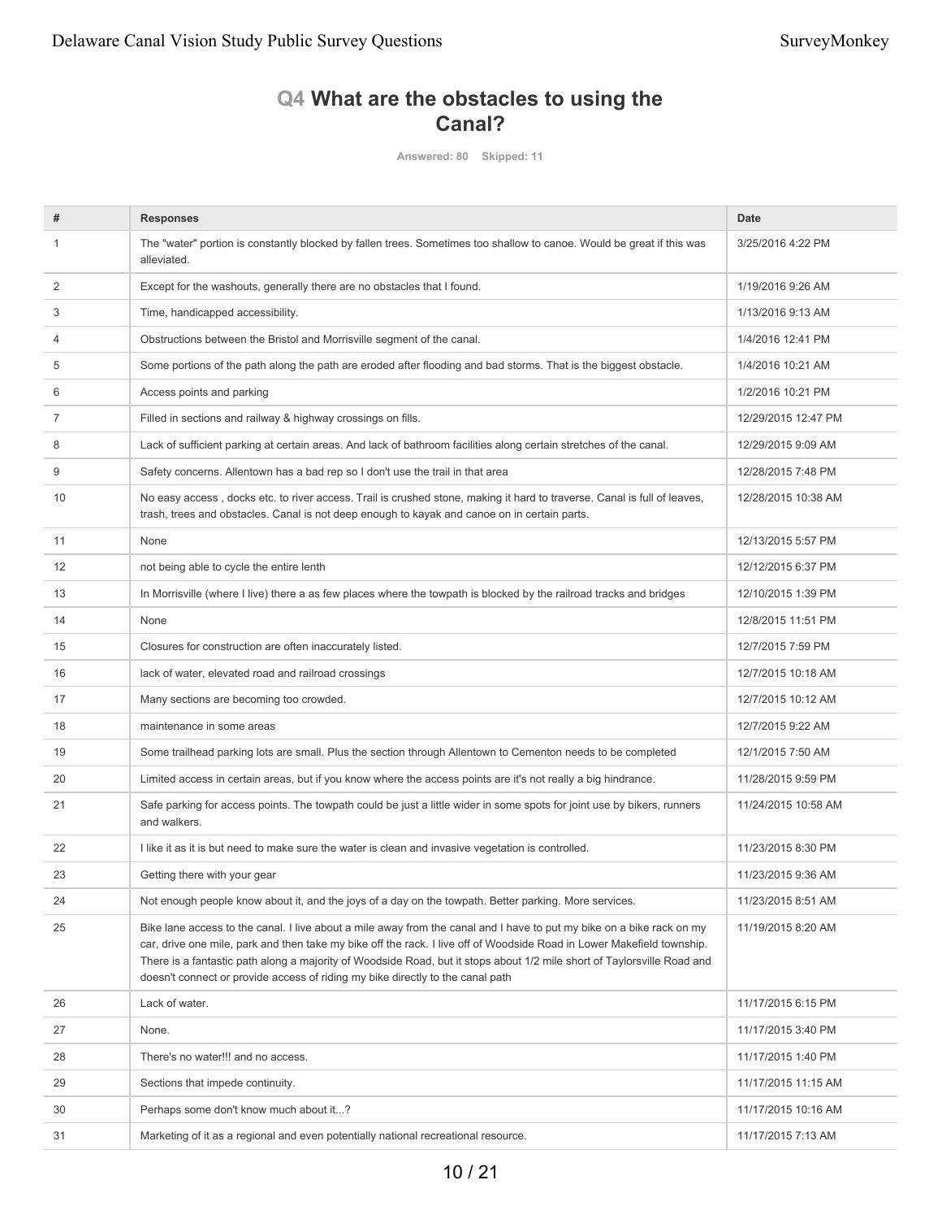## Q4 What are the obstacles to using the Canal?

Answered: 80 Skipped: 11

| # | Responses | Date |
|---|---|---|
| 1 | The "water" portion is constantly blocked by fallen trees. Sometimes too shallow to canoe. Would be great if this was alleviated. | 3/25/2016 4:22 PM |
| 2 | Except for the washouts, generally there are no obstacles that I found. | 1/19/2016 9:26 AM |
| 3 | Time, handicapped accessibility. | 1/13/2016 9:13 AM |
| 4 | Obstructions between the Bristol and Morrisville segment of the canal. | 1/4/2016 12:41 PM |
| 5 | Some portions of the path along the path are eroded after flooding and bad storms. That is the biggest obstacle. | 1/4/2016 10:21 AM |
| 6 | Access points and parking | 1/2/2016 10:21 PM |
| 7 | Filled in sections and railway & highway crossings on fills. | 12/29/2015 12:47 PM |
| 8 | Lack of sufficient parking at certain areas. And lack of bathroom facilities along certain stretches of the canal. | 12/29/2015 9:09 AM |
| 9 | Safety concerns. Allentown has a bad rep so I don't use the trail in that area | 12/28/2015 7:48 PM |
| 10 | No easy access , docks etc. to river access. Trail is crushed stone, making it hard to traverse. Canal is full of leaves, trash, trees and obstacles. Canal is not deep enough to kayak and canoe on in certain parts. | 12/28/2015 10:38 AM |
| 11 | None | 12/13/2015 5:57 PM |
| 12 | not being able to cycle the entire lenth | 12/12/2015 6:37 PM |
| 13 | In Morrisville (where I live) there a as few places where the towpath is blocked by the railroad tracks and bridges | 12/10/2015 1:39 PM |
| 14 | None | 12/8/2015 11:51 PM |
| 15 | Closures for construction are often inaccurately listed. | 12/7/2015 7:59 PM |
| 16 | lack of water, elevated road and railroad crossings | 12/7/2015 10:18 AM |
| 17 | Many sections are becoming too crowded. | 12/7/2015 10:12 AM |
| 18 | maintenance in some areas | 12/7/2015 9:22 AM |
| 19 | Some trailhead parking lots are small. Plus the section through Allentown to Cementon needs to be completed | 12/1/2015 7:50 AM |
| 20 | Limited access in certain areas, but if you know where the access points are it's not really a big hindrance. | 11/28/2015 9:59 PM |
| 21 | Safe parking for access points. The towpath could be just a little wider in some spots for joint use by bikers, runners and walkers. | 11/24/2015 10:58 AM |
| 22 | I like it as it is but need to make sure the water is clean and invasive vegetation is controlled. | 11/23/2015 8:30 PM |
| 23 | Getting there with your gear | 11/23/2015 9:36 AM |
| 24 | Not enough people know about it, and the joys of a day on the towpath. Better parking. More services. | 11/23/2015 8:51 AM |
| 25 | Bike lane access to the canal. I live about a mile away from the canal and I have to put my bike on a bike rack on my car, drive one mile, park and then take my bike off the rack. I live off of Woodside Road in Lower Makefield township. There is a fantastic path along a majority of Woodside Road, but it stops about 1/2 mile short of Taylorsville Road and doesn't connect or provide access of riding my bike directly to the canal path | 11/19/2015 8:20 AM |
| 26 | Lack of water. | 11/17/2015 6:15 PM |
| 27 | None. | 11/17/2015 3:40 PM |
| 28 | There's no water!!! and no access. | 11/17/2015 1:40 PM |
| 29 | Sections that impede continuity. | 11/17/2015 11:15 AM |
| 30 | Perhaps some don't know much about it...? | 11/17/2015 10:16 AM |
| 31 | Marketing of it as a regional and even potentially national recreational resource. | 11/17/2015 7:13 AM |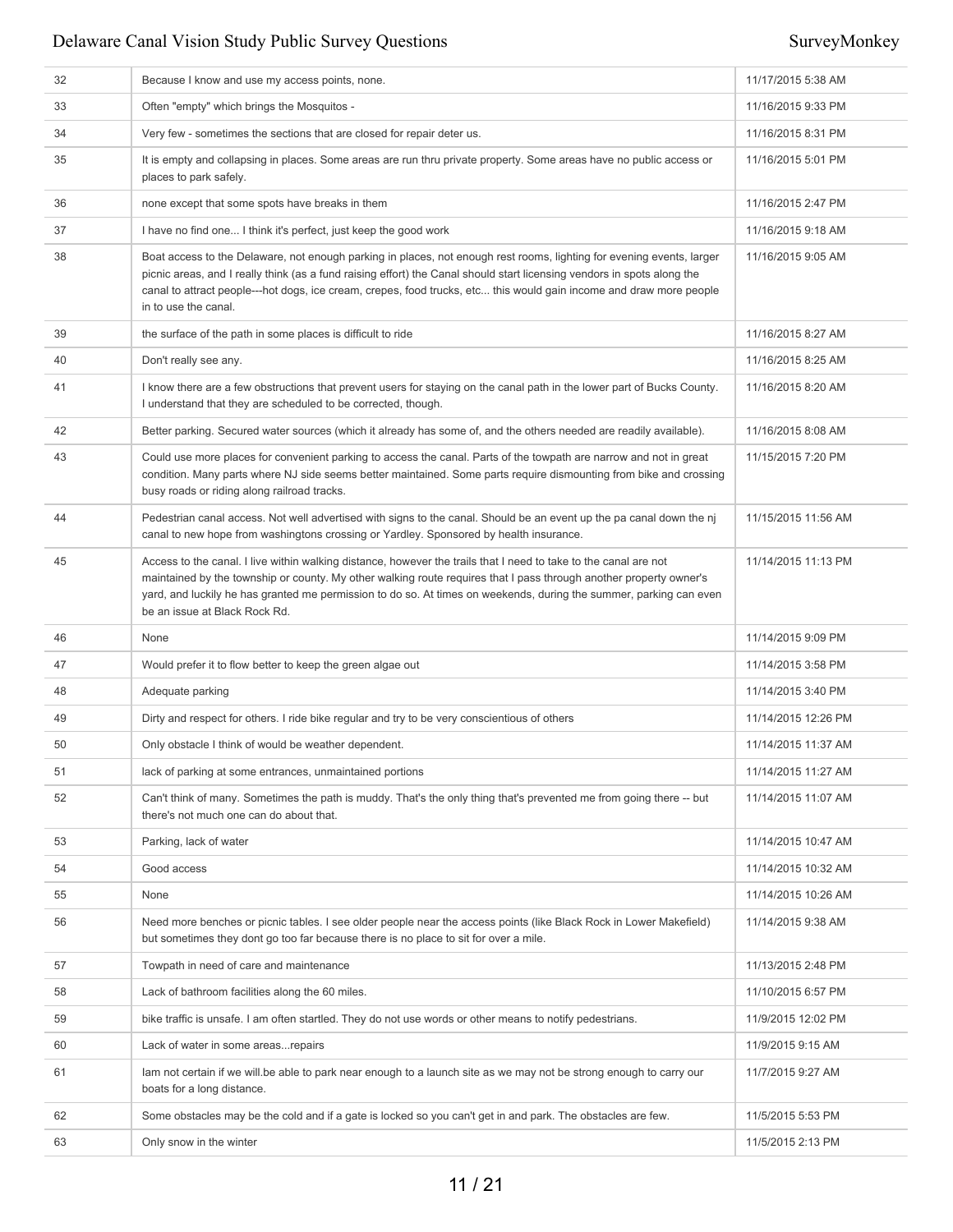| | | |
|---|---|---|
| 32 | Because I know and use my access points, none. | 11/17/2015 5:38 AM |
| 33 | Often "empty" which brings the Mosquitos - | 11/16/2015 9:33 PM |
| 34 | Very few - sometimes the sections that are closed for repair deter us. | 11/16/2015 8:31 PM |
| 35 | It is empty and collapsing in places. Some areas are run thru private property. Some areas have no public access or places to park safely. | 11/16/2015 5:01 PM |
| 36 | none except that some spots have breaks in them | 11/16/2015 2:47 PM |
| 37 | I have no find one... I think it's perfect, just keep the good work | 11/16/2015 9:18 AM |
| 38 | Boat access to the Delaware, not enough parking in places, not enough rest rooms, lighting for evening events, larger picnic areas, and I really think (as a fund raising effort) the Canal should start licensing vendors in spots along the canal to attract people---hot dogs, ice cream, crepes, food trucks, etc... this would gain income and draw more people in to use the canal. | 11/16/2015 9:05 AM |
| 39 | the surface of the path in some places is difficult to ride | 11/16/2015 8:27 AM |
| 40 | Don't really see any. | 11/16/2015 8:25 AM |
| 41 | I know there are a few obstructions that prevent users for staying on the canal path in the lower part of Bucks County. I understand that they are scheduled to be corrected, though. | 11/16/2015 8:20 AM |
| 42 | Better parking. Secured water sources (which it already has some of, and the others needed are readily available). | 11/16/2015 8:08 AM |
| 43 | Could use more places for convenient parking to access the canal. Parts of the towpath are narrow and not in great condition. Many parts where NJ side seems better maintained. Some parts require dismounting from bike and crossing busy roads or riding along railroad tracks. | 11/15/2015 7:20 PM |
| 44 | Pedestrian canal access. Not well advertised with signs to the canal. Should be an event up the pa canal down the nj canal to new hope from washingtons crossing or Yardley. Sponsored by health insurance. | 11/15/2015 11:56 AM |
| 45 | Access to the canal. I live within walking distance, however the trails that I need to take to the canal are not maintained by the township or county. My other walking route requires that I pass through another property owner's yard, and luckily he has granted me permission to do so. At times on weekends, during the summer, parking can even be an issue at Black Rock Rd. | 11/14/2015 11:13 PM |
| 46 | None | 11/14/2015 9:09 PM |
| 47 | Would prefer it to flow better to keep the green algae out | 11/14/2015 3:58 PM |
| 48 | Adequate parking | 11/14/2015 3:40 PM |
| 49 | Dirty and respect for others. I ride bike regular and try to be very conscientious of others | 11/14/2015 12:26 PM |
| 50 | Only obstacle I think of would be weather dependent. | 11/14/2015 11:37 AM |
| 51 | lack of parking at some entrances, unmaintained portions | 11/14/2015 11:27 AM |
| 52 | Can't think of many. Sometimes the path is muddy. That's the only thing that's prevented me from going there -- but there's not much one can do about that. | 11/14/2015 11:07 AM |
| 53 | Parking, lack of water | 11/14/2015 10:47 AM |
| 54 | Good access | 11/14/2015 10:32 AM |
| 55 | None | 11/14/2015 10:26 AM |
| 56 | Need more benches or picnic tables. I see older people near the access points (like Black Rock in Lower Makefield) but sometimes they dont go too far because there is no place to sit for over a mile. | 11/14/2015 9:38 AM |
| 57 | Towpath in need of care and maintenance | 11/13/2015 2:48 PM |
| 58 | Lack of bathroom facilities along the 60 miles. | 11/10/2015 6:57 PM |
| 59 | bike traffic is unsafe. I am often startled. They do not use words or other means to notify pedestrians. | 11/9/2015 12:02 PM |
| 60 | Lack of water in some areas...repairs | 11/9/2015 9:15 AM |
| 61 | Iam not certain if we will.be able to park near enough to a launch site as we may not be strong enough to carry our boats for a long distance. | 11/7/2015 9:27 AM |
| 62 | Some obstacles may be the cold and if a gate is locked so you can't get in and park. The obstacles are few. | 11/5/2015 5:53 PM |
| 63 | Only snow in the winter | 11/5/2015 2:13 PM |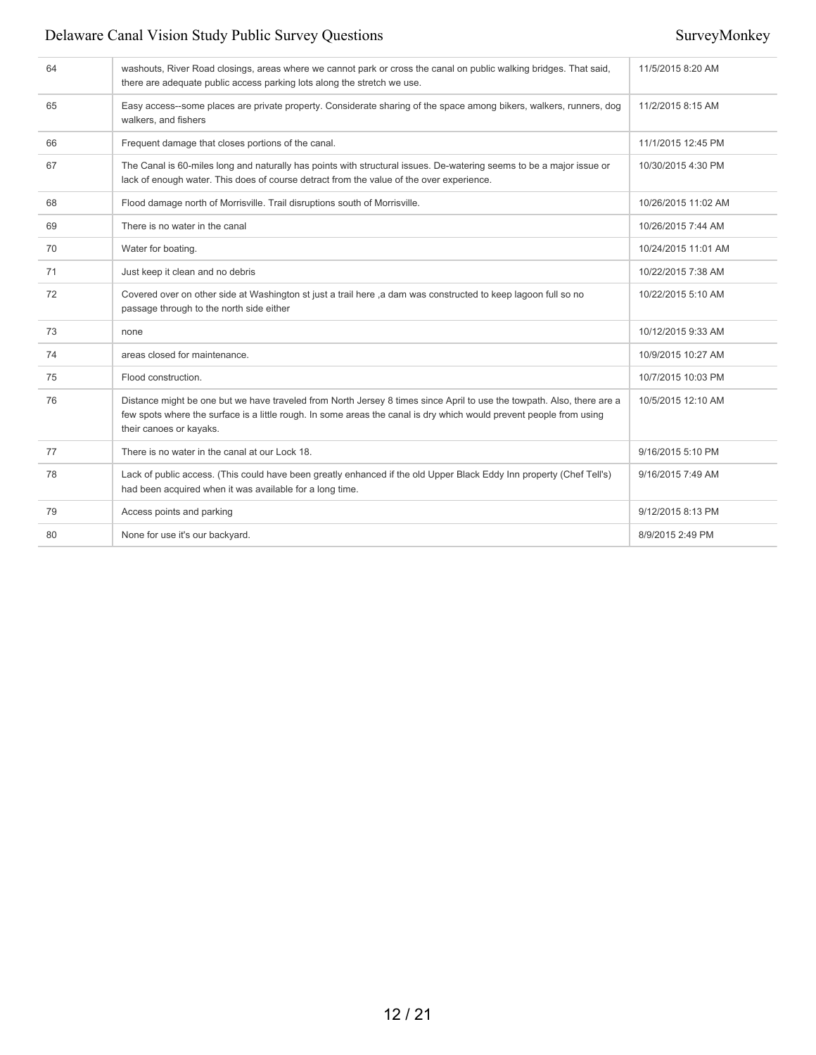| | | |
|---|---|---|
| 64 | washouts, River Road closings, areas where we cannot park or cross the canal on public walking bridges. That said, there are adequate public access parking lots along the stretch we use. | 11/5/2015 8:20 AM |
| 65 | Easy access--some places are private property. Considerate sharing of the space among bikers, walkers, runners, dog walkers, and fishers | 11/2/2015 8:15 AM |
| 66 | Frequent damage that closes portions of the canal. | 11/1/2015 12:45 PM |
| 67 | The Canal is 60-miles long and naturally has points with structural issues. De-watering seems to be a major issue or lack of enough water. This does of course detract from the value of the over experience. | 10/30/2015 4:30 PM |
| 68 | Flood damage north of Morrisville. Trail disruptions south of Morrisville. | 10/26/2015 11:02 AM |
| 69 | There is no water in the canal | 10/26/2015 7:44 AM |
| 70 | Water for boating. | 10/24/2015 11:01 AM |
| 71 | Just keep it clean and no debris | 10/22/2015 7:38 AM |
| 72 | Covered over on other side at Washington st just a trail here ,a dam was constructed to keep lagoon full so no passage through to the north side either | 10/22/2015 5:10 AM |
| 73 | none | 10/12/2015 9:33 AM |
| 74 | areas closed for maintenance. | 10/9/2015 10:27 AM |
| 75 | Flood construction. | 10/7/2015 10:03 PM |
| 76 | Distance might be one but we have traveled from North Jersey 8 times since April to use the towpath. Also, there are a few spots where the surface is a little rough. In some areas the canal is dry which would prevent people from using their canoes or kayaks. | 10/5/2015 12:10 AM |
| 77 | There is no water in the canal at our Lock 18. | 9/16/2015 5:10 PM |
| 78 | Lack of public access. (This could have been greatly enhanced if the old Upper Black Eddy Inn property (Chef Tell's) had been acquired when it was available for a long time. | 9/16/2015 7:49 AM |
| 79 | Access points and parking | 9/12/2015 8:13 PM |
| 80 | None for use it's our backyard. | 8/9/2015 2:49 PM |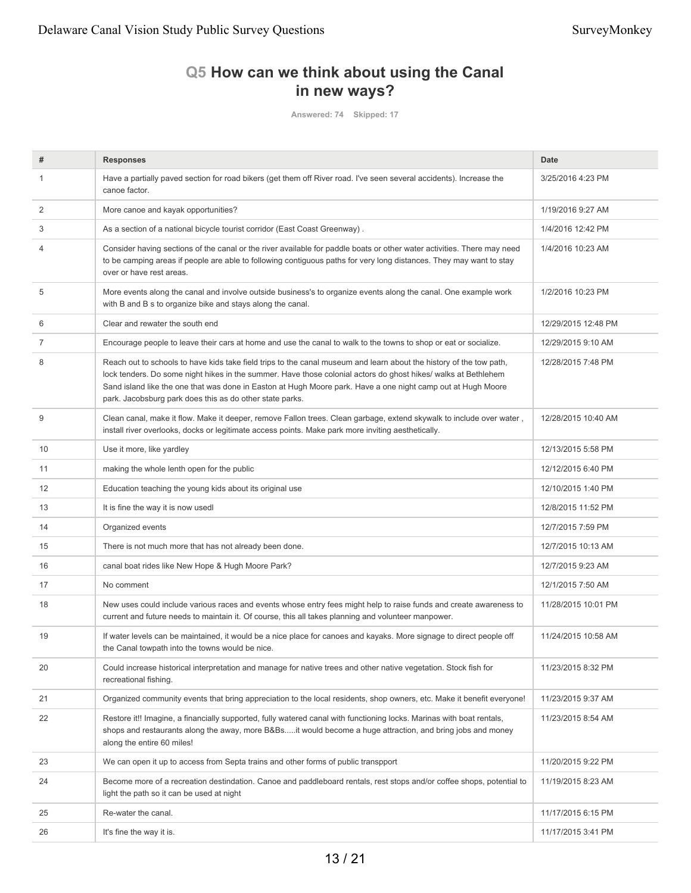## Q5 How can we think about using the Canal in new ways?

Answered: 74 Skipped: 17

| # | Responses | Date |
|---|---|---|
| 1 | Have a partially paved section for road bikers (get them off River road. I've seen several accidents). Increase the canoe factor. | 3/25/2016 4:23 PM |
| 2 | More canoe and kayak opportunities? | 1/19/2016 9:27 AM |
| 3 | As a section of a national bicycle tourist corridor (East Coast Greenway) . | 1/4/2016 12:42 PM |
| 4 | Consider having sections of the canal or the river available for paddle boats or other water activities. There may need to be camping areas if people are able to following contiguous paths for very long distances. They may want to stay over or have rest areas. | 1/4/2016 10:23 AM |
| 5 | More events along the canal and involve outside business's to organize events along the canal. One example work with B and B s to organize bike and stays along the canal. | 1/2/2016 10:23 PM |
| 6 | Clear and rewater the south end | 12/29/2015 12:48 PM |
| 7 | Encourage people to leave their cars at home and use the canal to walk to the towns to shop or eat or socialize. | 12/29/2015 9:10 AM |
| 8 | Reach out to schools to have kids take field trips to the canal museum and learn about the history of the tow path, lock tenders. Do some night hikes in the summer. Have those colonial actors do ghost hikes/ walks at Bethlehem Sand island like the one that was done in Easton at Hugh Moore park. Have a one night camp out at Hugh Moore park. Jacobsburg park does this as do other state parks. | 12/28/2015 7:48 PM |
| 9 | Clean canal, make it flow. Make it deeper, remove Fallon trees. Clean garbage, extend skywalk to include over water , install river overlooks, docks or legitimate access points. Make park more inviting aesthetically. | 12/28/2015 10:40 AM |
| 10 | Use it more, like yardley | 12/13/2015 5:58 PM |
| 11 | making the whole lenth open for the public | 12/12/2015 6:40 PM |
| 12 | Education teaching the young kids about its original use | 12/10/2015 1:40 PM |
| 13 | It is fine the way it is now usedl | 12/8/2015 11:52 PM |
| 14 | Organized events | 12/7/2015 7:59 PM |
| 15 | There is not much more that has not already been done. | 12/7/2015 10:13 AM |
| 16 | canal boat rides like New Hope & Hugh Moore Park? | 12/7/2015 9:23 AM |
| 17 | No comment | 12/1/2015 7:50 AM |
| 18 | New uses could include various races and events whose entry fees might help to raise funds and create awareness to current and future needs to maintain it. Of course, this all takes planning and volunteer manpower. | 11/28/2015 10:01 PM |
| 19 | If water levels can be maintained, it would be a nice place for canoes and kayaks. More signage to direct people off the Canal towpath into the towns would be nice. | 11/24/2015 10:58 AM |
| 20 | Could increase historical interpretation and manage for native trees and other native vegetation. Stock fish for recreational fishing. | 11/23/2015 8:32 PM |
| 21 | Organized community events that bring appreciation to the local residents, shop owners, etc. Make it benefit everyone! | 11/23/2015 9:37 AM |
| 22 | Restore it!! Imagine, a financially supported, fully watered canal with functioning locks. Marinas with boat rentals, shops and restaurants along the away, more B&Bs.....it would become a huge attraction, and bring jobs and money along the entire 60 miles! | 11/23/2015 8:54 AM |
| 23 | We can open it up to access from Septa trains and other forms of public transpport | 11/20/2015 9:22 PM |
| 24 | Become more of a recreation destindation. Canoe and paddleboard rentals, rest stops and/or coffee shops, potential to light the path so it can be used at night | 11/19/2015 8:23 AM |
| 25 | Re-water the canal. | 11/17/2015 6:15 PM |
| 26 | It's fine the way it is. | 11/17/2015 3:41 PM |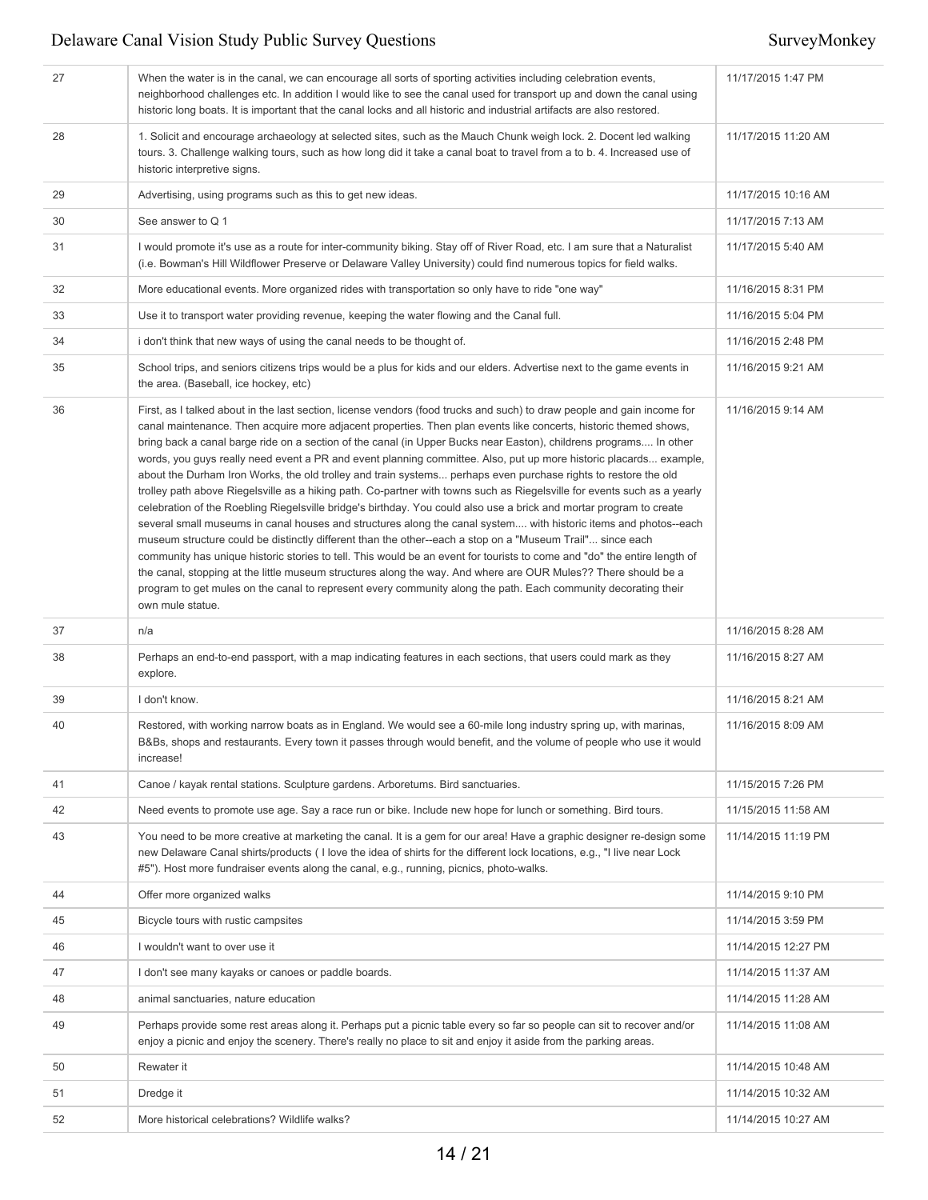| | | |
|---|---|---|
| 27 | When the water is in the canal, we can encourage all sorts of sporting activities including celebration events, neighborhood challenges etc. In addition I would like to see the canal used for transport up and down the canal using historic long boats. It is important that the canal locks and all historic and industrial artifacts are also restored. | 11/17/2015 1:47 PM |
| 28 | 1. Solicit and encourage archaeology at selected sites, such as the Mauch Chunk weigh lock. 2. Docent led walking tours. 3. Challenge walking tours, such as how long did it take a canal boat to travel from a to b. 4. Increased use of historic interpretive signs. | 11/17/2015 11:20 AM |
| 29 | Advertising, using programs such as this to get new ideas. | 11/17/2015 10:16 AM |
| 30 | See answer to Q 1 | 11/17/2015 7:13 AM |
| 31 | I would promote it's use as a route for inter-community biking. Stay off of River Road, etc. I am sure that a Naturalist (i.e. Bowman's Hill Wildflower Preserve or Delaware Valley University) could find numerous topics for field walks. | 11/17/2015 5:40 AM |
| 32 | More educational events. More organized rides with transportation so only have to ride "one way" | 11/16/2015 8:31 PM |
| 33 | Use it to transport water providing revenue, keeping the water flowing and the Canal full. | 11/16/2015 5:04 PM |
| 34 | i don't think that new ways of using the canal needs to be thought of. | 11/16/2015 2:48 PM |
| 35 | School trips, and seniors citizens trips would be a plus for kids and our elders. Advertise next to the game events in the area. (Baseball, ice hockey, etc) | 11/16/2015 9:21 AM |
| 36 | First, as I talked about in the last section, license vendors (food trucks and such) to draw people and gain income for canal maintenance. Then acquire more adjacent properties. Then plan events like concerts, historic themed shows, bring back a canal barge ride on a section of the canal (in Upper Bucks near Easton), childrens programs.... In other words, you guys really need event a PR and event planning committee. Also, put up more historic placards... example, about the Durham Iron Works, the old trolley and train systems... perhaps even purchase rights to restore the old trolley path above Riegelsville as a hiking path. Co-partner with towns such as Riegelsville for events such as a yearly celebration of the Roebling Riegelsville bridge's birthday. You could also use a brick and mortar program to create several small museums in canal houses and structures along the canal system.... with historic items and photos--each museum structure could be distinctly different than the other--each a stop on a "Museum Trail"... since each community has unique historic stories to tell. This would be an event for tourists to come and "do" the entire length of the canal, stopping at the little museum structures along the way. And where are OUR Mules?? There should be a program to get mules on the canal to represent every community along the path. Each community decorating their own mule statue. | 11/16/2015 9:14 AM |
| 37 | n/a | 11/16/2015 8:28 AM |
| 38 | Perhaps an end-to-end passport, with a map indicating features in each sections, that users could mark as they explore. | 11/16/2015 8:27 AM |
| 39 | I don't know. | 11/16/2015 8:21 AM |
| 40 | Restored, with working narrow boats as in England. We would see a 60-mile long industry spring up, with marinas, B&Bs, shops and restaurants. Every town it passes through would benefit, and the volume of people who use it would increase! | 11/16/2015 8:09 AM |
| 41 | Canoe / kayak rental stations. Sculpture gardens. Arboretums. Bird sanctuaries. | 11/15/2015 7:26 PM |
| 42 | Need events to promote use age. Say a race run or bike. Include new hope for lunch or something. Bird tours. | 11/15/2015 11:58 AM |
| 43 | You need to be more creative at marketing the canal. It is a gem for our area! Have a graphic designer re-design some new Delaware Canal shirts/products ( I love the idea of shirts for the different lock locations, e.g., "I live near Lock #5"). Host more fundraiser events along the canal, e.g., running, picnics, photo-walks. | 11/14/2015 11:19 PM |
| 44 | Offer more organized walks | 11/14/2015 9:10 PM |
| 45 | Bicycle tours with rustic campsites | 11/14/2015 3:59 PM |
| 46 | I wouldn't want to over use it | 11/14/2015 12:27 PM |
| 47 | I don't see many kayaks or canoes or paddle boards. | 11/14/2015 11:37 AM |
| 48 | animal sanctuaries, nature education | 11/14/2015 11:28 AM |
| 49 | Perhaps provide some rest areas along it. Perhaps put a picnic table every so far so people can sit to recover and/or enjoy a picnic and enjoy the scenery. There's really no place to sit and enjoy it aside from the parking areas. | 11/14/2015 11:08 AM |
| 50 | Rewater it | 11/14/2015 10:48 AM |
| 51 | Dredge it | 11/14/2015 10:32 AM |
| 52 | More historical celebrations? Wildlife walks? | 11/14/2015 10:27 AM |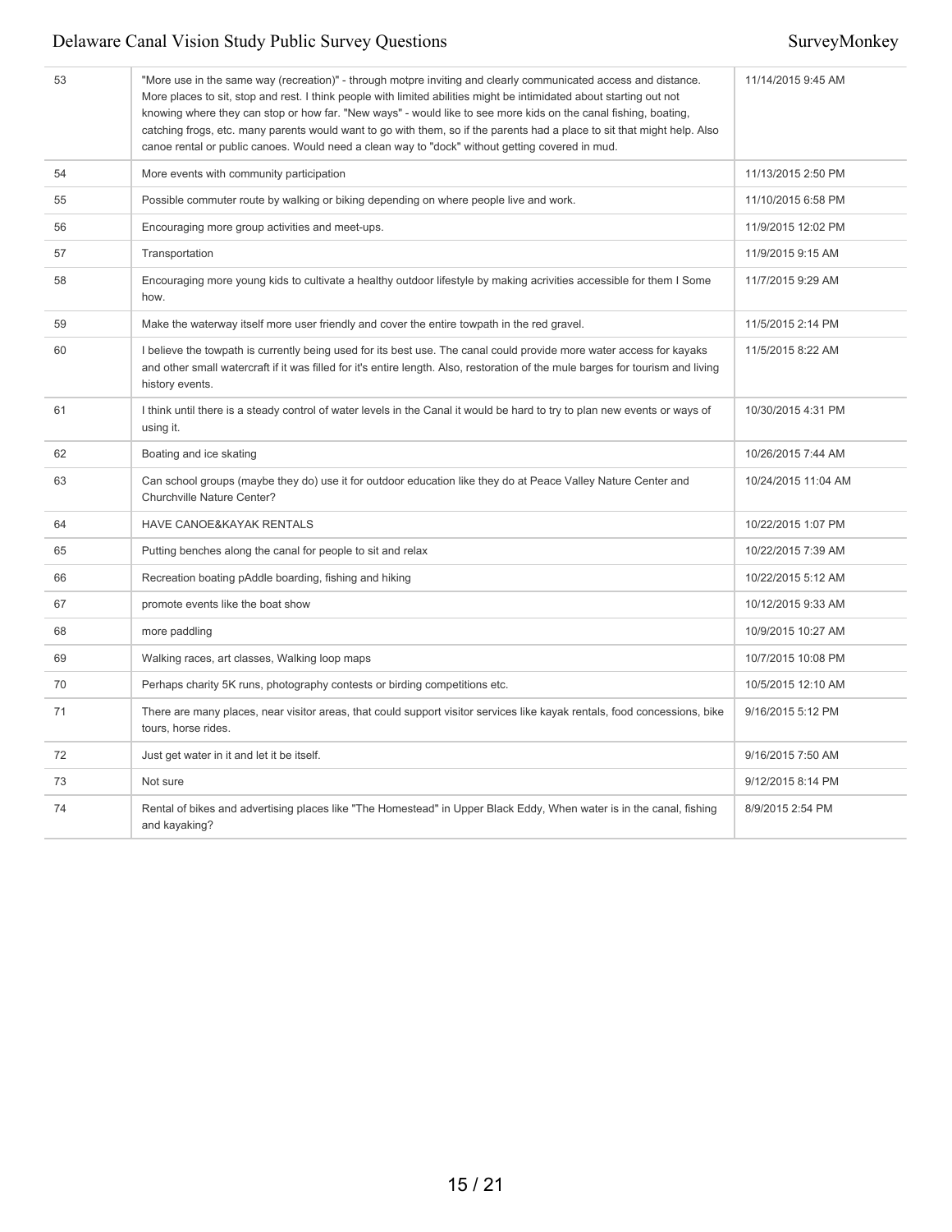| | | |
|---|---|---|
| 53 | "More use in the same way (recreation)" - through motpre inviting and clearly communicated access and distance. More places to sit, stop and rest. I think people with limited abilities might be intimidated about starting out not knowing where they can stop or how far. "New ways" - would like to see more kids on the canal fishing, boating, catching frogs, etc. many parents would want to go with them, so if the parents had a place to sit that might help. Also canoe rental or public canoes. Would need a clean way to "dock" without getting covered in mud. | 11/14/2015 9:45 AM |
| 54 | More events with community participation | 11/13/2015 2:50 PM |
| 55 | Possible commuter route by walking or biking depending on where people live and work. | 11/10/2015 6:58 PM |
| 56 | Encouraging more group activities and meet-ups. | 11/9/2015 12:02 PM |
| 57 | Transportation | 11/9/2015 9:15 AM |
| 58 | Encouraging more young kids to cultivate a healthy outdoor lifestyle by making acrivities accessible for them I Some how. | 11/7/2015 9:29 AM |
| 59 | Make the waterway itself more user friendly and cover the entire towpath in the red gravel. | 11/5/2015 2:14 PM |
| 60 | I believe the towpath is currently being used for its best use. The canal could provide more water access for kayaks and other small watercraft if it was filled for it's entire length. Also, restoration of the mule barges for tourism and living history events. | 11/5/2015 8:22 AM |
| 61 | I think until there is a steady control of water levels in the Canal it would be hard to try to plan new events or ways of using it. | 10/30/2015 4:31 PM |
| 62 | Boating and ice skating | 10/26/2015 7:44 AM |
| 63 | Can school groups (maybe they do) use it for outdoor education like they do at Peace Valley Nature Center and Churchville Nature Center? | 10/24/2015 11:04 AM |
| 64 | HAVE CANOE&KAYAK RENTALS | 10/22/2015 1:07 PM |
| 65 | Putting benches along the canal for people to sit and relax | 10/22/2015 7:39 AM |
| 66 | Recreation boating pAddle boarding, fishing and hiking | 10/22/2015 5:12 AM |
| 67 | promote events like the boat show | 10/12/2015 9:33 AM |
| 68 | more paddling | 10/9/2015 10:27 AM |
| 69 | Walking races, art classes, Walking loop maps | 10/7/2015 10:08 PM |
| 70 | Perhaps charity 5K runs, photography contests or birding competitions etc. | 10/5/2015 12:10 AM |
| 71 | There are many places, near visitor areas, that could support visitor services like kayak rentals, food concessions, bike tours, horse rides. | 9/16/2015 5:12 PM |
| 72 | Just get water in it and let it be itself. | 9/16/2015 7:50 AM |
| 73 | Not sure | 9/12/2015 8:14 PM |
| 74 | Rental of bikes and advertising places like "The Homestead" in Upper Black Eddy, When water is in the canal, fishing and kayaking? | 8/9/2015 2:54 PM |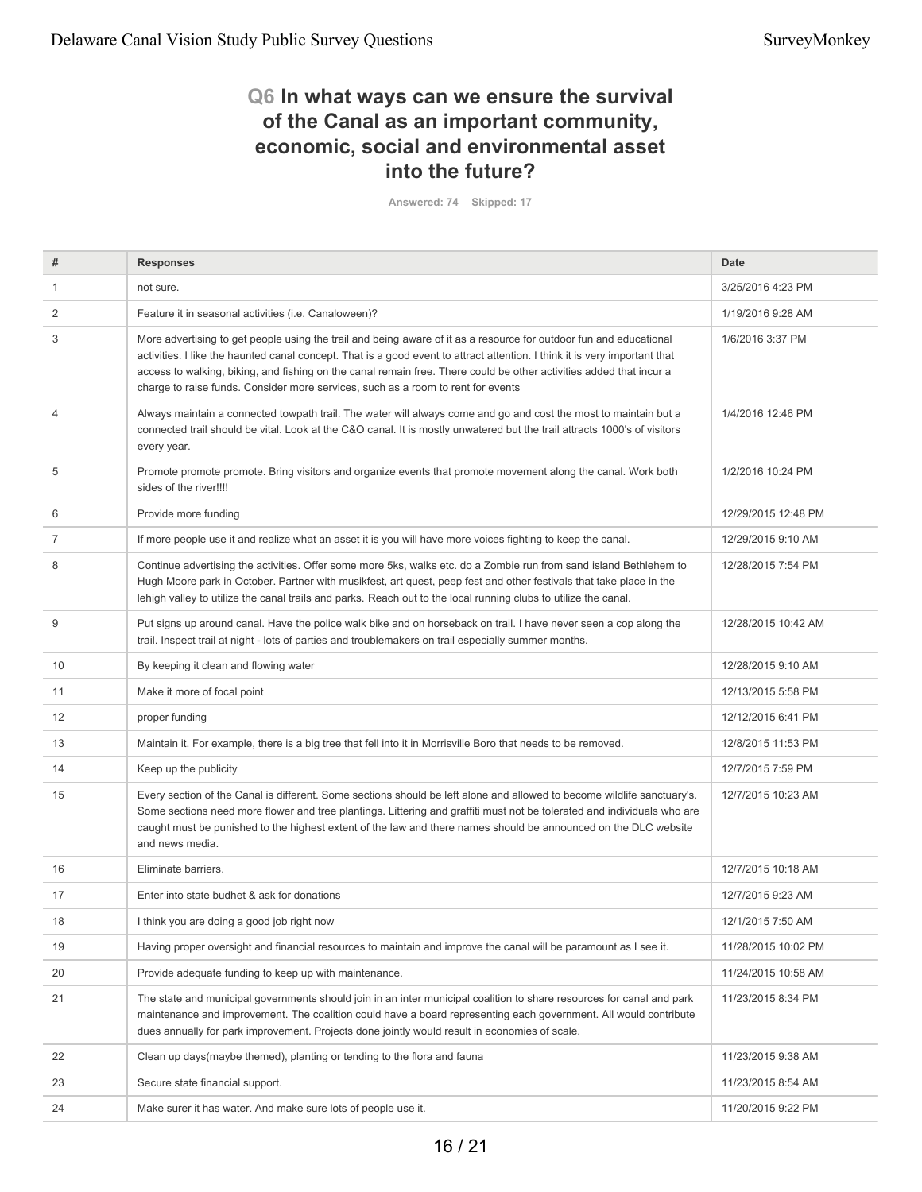## Q6 In what ways can we ensure the survival of the Canal as an important community, economic, social and environmental asset into the future?

Answered: 74 Skipped: 17

| # | Responses | Date |
|---|---|---|
| 1 | not sure. | 3/25/2016 4:23 PM |
| 2 | Feature it in seasonal activities (i.e. Canaloween)? | 1/19/2016 9:28 AM |
| 3 | More advertising to get people using the trail and being aware of it as a resource for outdoor fun and educational activities. I like the haunted canal concept. That is a good event to attract attention. I think it is very important that access to walking, biking, and fishing on the canal remain free. There could be other activities added that incur a charge to raise funds. Consider more services, such as a room to rent for events | 1/6/2016 3:37 PM |
| 4 | Always maintain a connected towpath trail. The water will always come and go and cost the most to maintain but a connected trail should be vital. Look at the C&O canal. It is mostly unwatered but the trail attracts 1000's of visitors every year. | 1/4/2016 12:46 PM |
| 5 | Promote promote promote. Bring visitors and organize events that promote movement along the canal. Work both sides of the river!!!! | 1/2/2016 10:24 PM |
| 6 | Provide more funding | 12/29/2015 12:48 PM |
| 7 | If more people use it and realize what an asset it is you will have more voices fighting to keep the canal. | 12/29/2015 9:10 AM |
| 8 | Continue advertising the activities. Offer some more 5ks, walks etc. do a Zombie run from sand island Bethlehem to Hugh Moore park in October. Partner with musikfest, art quest, peep fest and other festivals that take place in the lehigh valley to utilize the canal trails and parks. Reach out to the local running clubs to utilize the canal. | 12/28/2015 7:54 PM |
| 9 | Put signs up around canal. Have the police walk bike and on horseback on trail. I have never seen a cop along the trail. Inspect trail at night - lots of parties and troublemakers on trail especially summer months. | 12/28/2015 10:42 AM |
| 10 | By keeping it clean and flowing water | 12/28/2015 9:10 AM |
| 11 | Make it more of focal point | 12/13/2015 5:58 PM |
| 12 | proper funding | 12/12/2015 6:41 PM |
| 13 | Maintain it. For example, there is a big tree that fell into it in Morrisville Boro that needs to be removed. | 12/8/2015 11:53 PM |
| 14 | Keep up the publicity | 12/7/2015 7:59 PM |
| 15 | Every section of the Canal is different. Some sections should be left alone and allowed to become wildlife sanctuary's. Some sections need more flower and tree plantings. Littering and graffiti must not be tolerated and individuals who are caught must be punished to the highest extent of the law and there names should be announced on the DLC website and news media. | 12/7/2015 10:23 AM |
| 16 | Eliminate barriers. | 12/7/2015 10:18 AM |
| 17 | Enter into state budhet & ask for donations | 12/7/2015 9:23 AM |
| 18 | I think you are doing a good job right now | 12/1/2015 7:50 AM |
| 19 | Having proper oversight and financial resources to maintain and improve the canal will be paramount as I see it. | 11/28/2015 10:02 PM |
| 20 | Provide adequate funding to keep up with maintenance. | 11/24/2015 10:58 AM |
| 21 | The state and municipal governments should join in an inter municipal coalition to share resources for canal and park maintenance and improvement. The coalition could have a board representing each government. All would contribute dues annually for park improvement. Projects done jointly would result in economies of scale. | 11/23/2015 8:34 PM |
| 22 | Clean up days(maybe themed), planting or tending to the flora and fauna | 11/23/2015 9:38 AM |
| 23 | Secure state financial support. | 11/23/2015 8:54 AM |
| 24 | Make surer it has water. And make sure lots of people use it. | 11/20/2015 9:22 PM |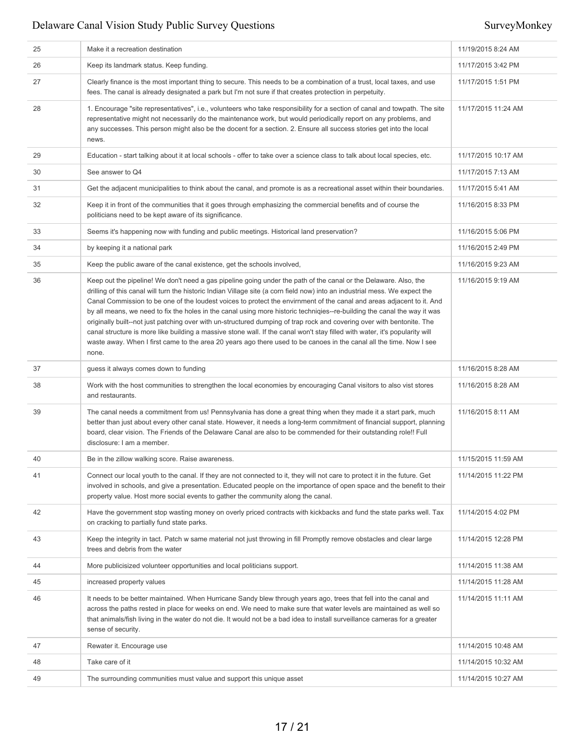| | | |
|---|---|---|
| 25 | Make it a recreation destination | 11/19/2015 8:24 AM |
| 26 | Keep its landmark status. Keep funding. | 11/17/2015 3:42 PM |
| 27 | Clearly finance is the most important thing to secure. This needs to be a combination of a trust, local taxes, and use fees. The canal is already designated a park but I'm not sure if that creates protection in perpetuity. | 11/17/2015 1:51 PM |
| 28 | 1. Encourage "site representatives", i.e., volunteers who take responsibility for a section of canal and towpath. The site representative might not necessarily do the maintenance work, but would periodically report on any problems, and any successes. This person might also be the docent for a section. 2. Ensure all success stories get into the local news. | 11/17/2015 11:24 AM |
| 29 | Education - start talking about it at local schools - offer to take over a science class to talk about local species, etc. | 11/17/2015 10:17 AM |
| 30 | See answer to Q4 | 11/17/2015 7:13 AM |
| 31 | Get the adjacent municipalities to think about the canal, and promote is as a recreational asset within their boundaries. | 11/17/2015 5:41 AM |
| 32 | Keep it in front of the communities that it goes through emphasizing the commercial benefits and of course the politicians need to be kept aware of its significance. | 11/16/2015 8:33 PM |
| 33 | Seems it's happening now with funding and public meetings. Historical land preservation? | 11/16/2015 5:06 PM |
| 34 | by keeping it a national park | 11/16/2015 2:49 PM |
| 35 | Keep the public aware of the canal existence, get the schools involved, | 11/16/2015 9:23 AM |
| 36 | Keep out the pipeline! We don't need a gas pipeline going under the path of the canal or the Delaware. Also, the drilling of this canal will turn the historic Indian Village site (a corn field now) into an industrial mess. We expect the Canal Commission to be one of the loudest voices to protect the envirnment of the canal and areas adjacent to it. And by all means, we need to fix the holes in the canal using more historic techniqies--re-building the canal the way it was originally built--not just patching over with un-structured dumping of trap rock and covering over with bentonite. The canal structure is more like building a massive stone wall. If the canal won't stay filled with water, it's popularity will waste away. When I first came to the area 20 years ago there used to be canoes in the canal all the time. Now I see none. | 11/16/2015 9:19 AM |
| 37 | guess it always comes down to funding | 11/16/2015 8:28 AM |
| 38 | Work with the host communities to strengthen the local economies by encouraging Canal visitors to also vist stores and restaurants. | 11/16/2015 8:28 AM |
| 39 | The canal needs a commitment from us! Pennsylvania has done a great thing when they made it a start park, much better than just about every other canal state. However, it needs a long-term commitment of financial support, planning board, clear vision. The Friends of the Delaware Canal are also to be commended for their outstanding role!! Full disclosure: I am a member. | 11/16/2015 8:11 AM |
| 40 | Be in the zillow walking score. Raise awareness. | 11/15/2015 11:59 AM |
| 41 | Connect our local youth to the canal. If they are not connected to it, they will not care to protect it in the future. Get involved in schools, and give a presentation. Educated people on the importance of open space and the benefit to their property value. Host more social events to gather the community along the canal. | 11/14/2015 11:22 PM |
| 42 | Have the government stop wasting money on overly priced contracts with kickbacks and fund the state parks well. Tax on cracking to partially fund state parks. | 11/14/2015 4:02 PM |
| 43 | Keep the integrity in tact. Patch w same material not just throwing in fill Promptly remove obstacles and clear large trees and debris from the water | 11/14/2015 12:28 PM |
| 44 | More publicisized volunteer opportunities and local politicians support. | 11/14/2015 11:38 AM |
| 45 | increased property values | 11/14/2015 11:28 AM |
| 46 | It needs to be better maintained. When Hurricane Sandy blew through years ago, trees that fell into the canal and across the paths rested in place for weeks on end. We need to make sure that water levels are maintained as well so that animals/fish living in the water do not die. It would not be a bad idea to install surveillance cameras for a greater sense of security. | 11/14/2015 11:11 AM |
| 47 | Rewater it. Encourage use | 11/14/2015 10:48 AM |
| 48 | Take care of it | 11/14/2015 10:32 AM |
| 49 | The surrounding communities must value and support this unique asset | 11/14/2015 10:27 AM |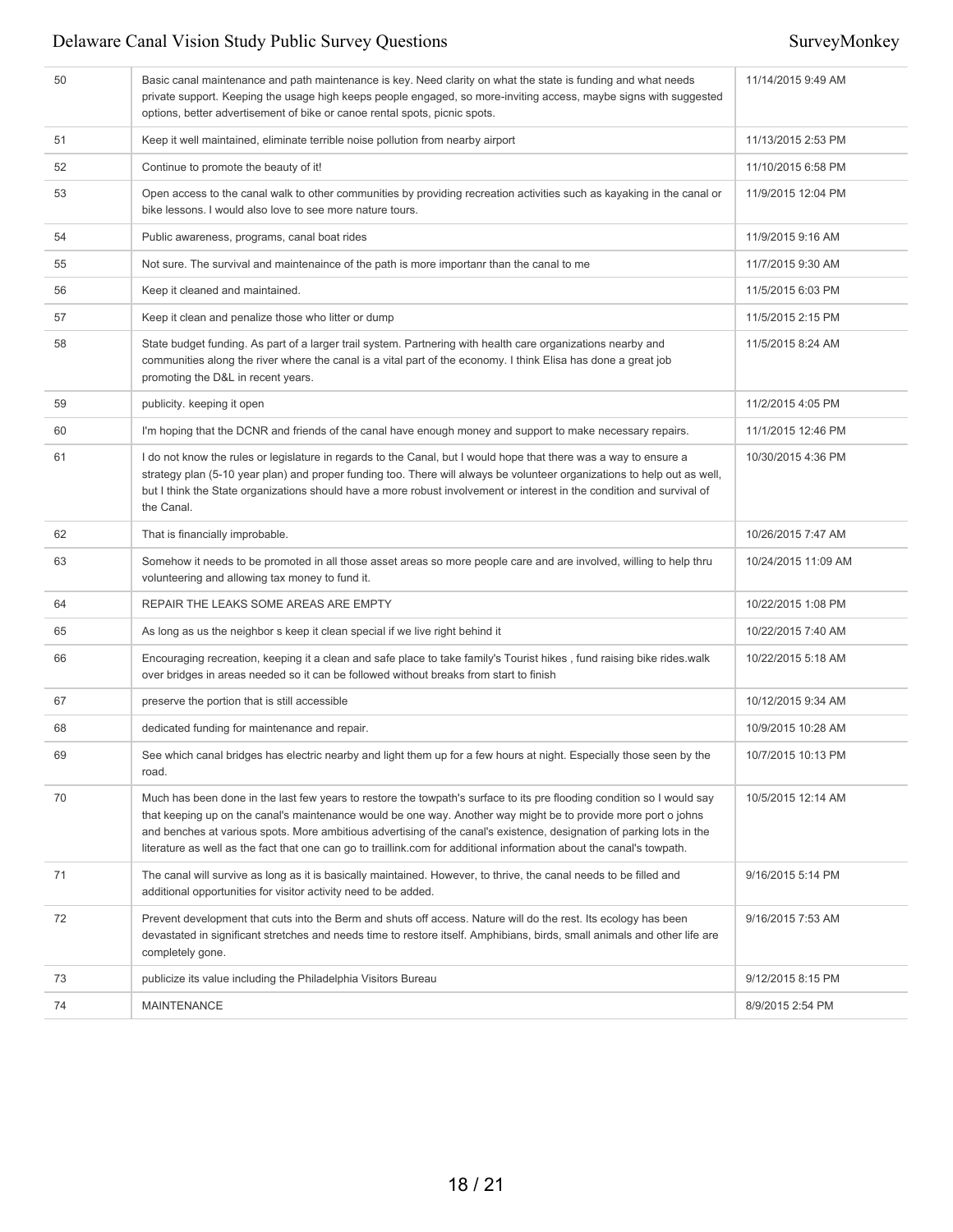| | | |
|---|---|---|
| 50 | Basic canal maintenance and path maintenance is key. Need clarity on what the state is funding and what needs private support. Keeping the usage high keeps people engaged, so more-inviting access, maybe signs with suggested options, better advertisement of bike or canoe rental spots, picnic spots. | 11/14/2015 9:49 AM |
| 51 | Keep it well maintained, eliminate terrible noise pollution from nearby airport | 11/13/2015 2:53 PM |
| 52 | Continue to promote the beauty of it! | 11/10/2015 6:58 PM |
| 53 | Open access to the canal walk to other communities by providing recreation activities such as kayaking in the canal or bike lessons. I would also love to see more nature tours. | 11/9/2015 12:04 PM |
| 54 | Public awareness, programs, canal boat rides | 11/9/2015 9:16 AM |
| 55 | Not sure. The survival and maintenaince of the path is more importanr than the canal to me | 11/7/2015 9:30 AM |
| 56 | Keep it cleaned and maintained. | 11/5/2015 6:03 PM |
| 57 | Keep it clean and penalize those who litter or dump | 11/5/2015 2:15 PM |
| 58 | State budget funding. As part of a larger trail system. Partnering with health care organizations nearby and communities along the river where the canal is a vital part of the economy. I think Elisa has done a great job promoting the D&L in recent years. | 11/5/2015 8:24 AM |
| 59 | publicity. keeping it open | 11/2/2015 4:05 PM |
| 60 | I'm hoping that the DCNR and friends of the canal have enough money and support to make necessary repairs. | 11/1/2015 12:46 PM |
| 61 | I do not know the rules or legislature in regards to the Canal, but I would hope that there was a way to ensure a strategy plan (5-10 year plan) and proper funding too. There will always be volunteer organizations to help out as well, but I think the State organizations should have a more robust involvement or interest in the condition and survival of the Canal. | 10/30/2015 4:36 PM |
| 62 | That is financially improbable. | 10/26/2015 7:47 AM |
| 63 | Somehow it needs to be promoted in all those asset areas so more people care and are involved, willing to help thru volunteering and allowing tax money to fund it. | 10/24/2015 11:09 AM |
| 64 | REPAIR THE LEAKS SOME AREAS ARE EMPTY | 10/22/2015 1:08 PM |
| 65 | As long as us the neighbor s keep it clean special if we live right behind it | 10/22/2015 7:40 AM |
| 66 | Encouraging recreation, keeping it a clean and safe place to take family's Tourist hikes , fund raising bike rides.walk over bridges in areas needed so it can be followed without breaks from start to finish | 10/22/2015 5:18 AM |
| 67 | preserve the portion that is still accessible | 10/12/2015 9:34 AM |
| 68 | dedicated funding for maintenance and repair. | 10/9/2015 10:28 AM |
| 69 | See which canal bridges has electric nearby and light them up for a few hours at night. Especially those seen by the road. | 10/7/2015 10:13 PM |
| 70 | Much has been done in the last few years to restore the towpath's surface to its pre flooding condition so I would say that keeping up on the canal's maintenance would be one way. Another way might be to provide more port o johns and benches at various spots. More ambitious advertising of the canal's existence, designation of parking lots in the literature as well as the fact that one can go to traillink.com for additional information about the canal's towpath. | 10/5/2015 12:14 AM |
| 71 | The canal will survive as long as it is basically maintained. However, to thrive, the canal needs to be filled and additional opportunities for visitor activity need to be added. | 9/16/2015 5:14 PM |
| 72 | Prevent development that cuts into the Berm and shuts off access. Nature will do the rest. Its ecology has been devastated in significant stretches and needs time to restore itself. Amphibians, birds, small animals and other life are completely gone. | 9/16/2015 7:53 AM |
| 73 | publicize its value including the Philadelphia Visitors Bureau | 9/12/2015 8:15 PM |
| 74 | MAINTENANCE | 8/9/2015 2:54 PM |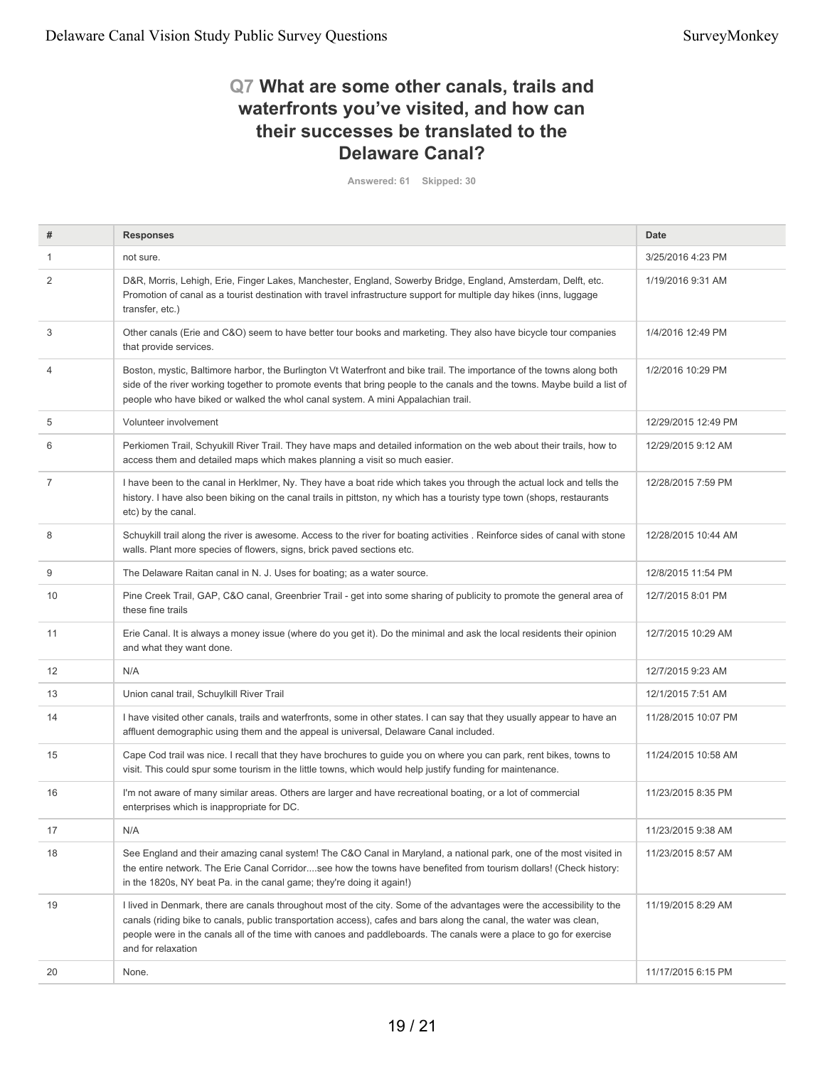## Q7 What are some other canals, trails and waterfronts you've visited, and how can their successes be translated to the Delaware Canal?

Answered: 61 Skipped: 30

| # | Responses | Date |
|---|---|---|
| 1 | not sure. | 3/25/2016 4:23 PM |
| 2 | D&R, Morris, Lehigh, Erie, Finger Lakes, Manchester, England, Sowerby Bridge, England, Amsterdam, Delft, etc. Promotion of canal as a tourist destination with travel infrastructure support for multiple day hikes (inns, luggage transfer, etc.) | 1/19/2016 9:31 AM |
| 3 | Other canals (Erie and C&O) seem to have better tour books and marketing. They also have bicycle tour companies that provide services. | 1/4/2016 12:49 PM |
| 4 | Boston, mystic, Baltimore harbor, the Burlington Vt Waterfront and bike trail. The importance of the towns along both side of the river working together to promote events that bring people to the canals and the towns. Maybe build a list of people who have biked or walked the whol canal system. A mini Appalachian trail. | 1/2/2016 10:29 PM |
| 5 | Volunteer involvement | 12/29/2015 12:49 PM |
| 6 | Perkiomen Trail, Schyukill River Trail. They have maps and detailed information on the web about their trails, how to access them and detailed maps which makes planning a visit so much easier. | 12/29/2015 9:12 AM |
| 7 | I have been to the canal in Herklmer, Ny. They have a boat ride which takes you through the actual lock and tells the history. I have also been biking on the canal trails in pittston, ny which has a touristy type town (shops, restaurants etc) by the canal. | 12/28/2015 7:59 PM |
| 8 | Schuykill trail along the river is awesome. Access to the river for boating activities . Reinforce sides of canal with stone walls. Plant more species of flowers, signs, brick paved sections etc. | 12/28/2015 10:44 AM |
| 9 | The Delaware Raitan canal in N. J. Uses for boating; as a water source. | 12/8/2015 11:54 PM |
| 10 | Pine Creek Trail, GAP, C&O canal, Greenbrier Trail - get into some sharing of publicity to promote the general area of these fine trails | 12/7/2015 8:01 PM |
| 11 | Erie Canal. It is always a money issue (where do you get it). Do the minimal and ask the local residents their opinion and what they want done. | 12/7/2015 10:29 AM |
| 12 | N/A | 12/7/2015 9:23 AM |
| 13 | Union canal trail, Schuylkill River Trail | 12/1/2015 7:51 AM |
| 14 | I have visited other canals, trails and waterfronts, some in other states. I can say that they usually appear to have an affluent demographic using them and the appeal is universal, Delaware Canal included. | 11/28/2015 10:07 PM |
| 15 | Cape Cod trail was nice. I recall that they have brochures to guide you on where you can park, rent bikes, towns to visit. This could spur some tourism in the little towns, which would help justify funding for maintenance. | 11/24/2015 10:58 AM |
| 16 | I'm not aware of many similar areas. Others are larger and have recreational boating, or a lot of commercial enterprises which is inappropriate for DC. | 11/23/2015 8:35 PM |
| 17 | N/A | 11/23/2015 9:38 AM |
| 18 | See England and their amazing canal system! The C&O Canal in Maryland, a national park, one of the most visited in the entire network. The Erie Canal Corridor....see how the towns have benefited from tourism dollars! (Check history: in the 1820s, NY beat Pa. in the canal game; they're doing it again!) | 11/23/2015 8:57 AM |
| 19 | I lived in Denmark, there are canals throughout most of the city. Some of the advantages were the accessibility to the canals (riding bike to canals, public transportation access), cafes and bars along the canal, the water was clean, people were in the canals all of the time with canoes and paddleboards. The canals were a place to go for exercise and for relaxation | 11/19/2015 8:29 AM |
| 20 | None. | 11/17/2015 6:15 PM |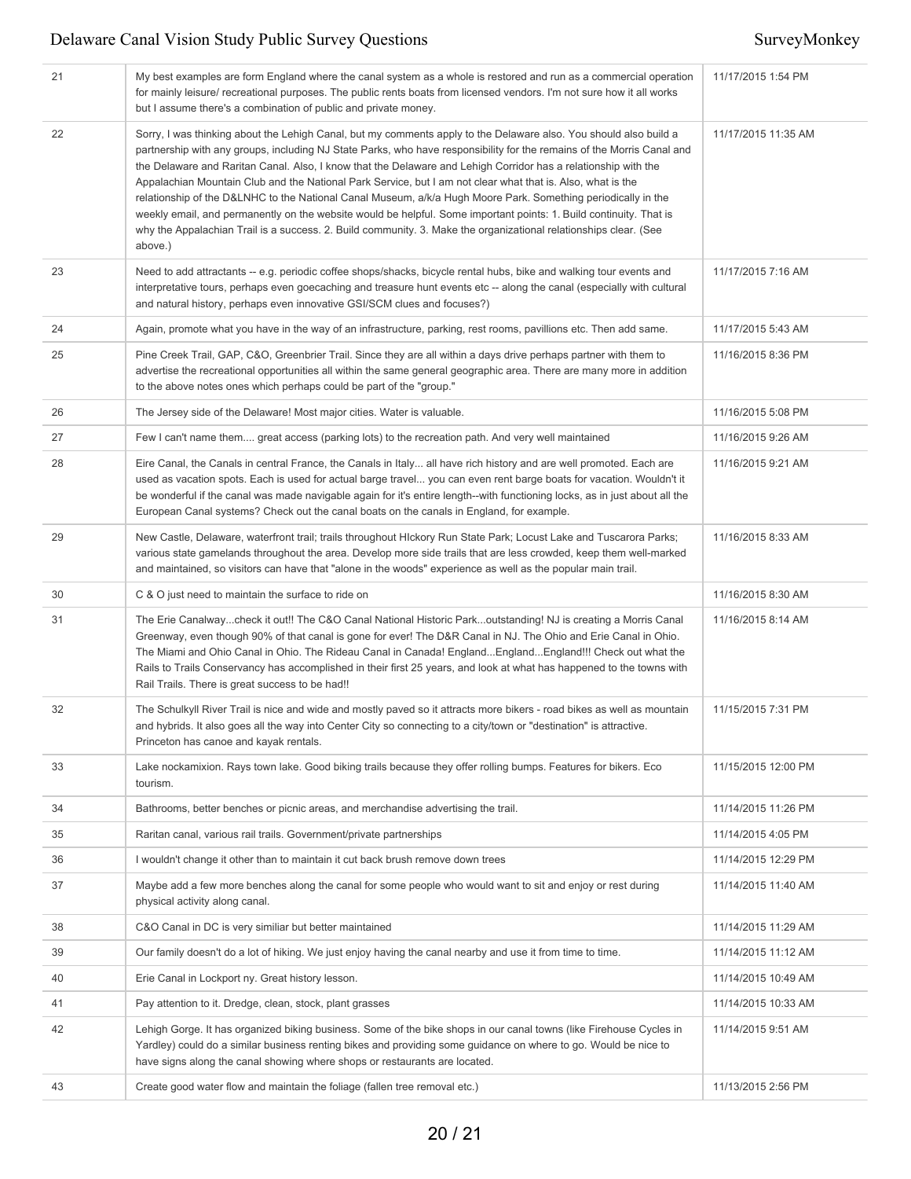| | | |
|---|---|---|
| 21 | My best examples are form England where the canal system as a whole is restored and run as a commercial operation for mainly leisure/ recreational purposes. The public rents boats from licensed vendors. I'm not sure how it all works but I assume there's a combination of public and private money. | 11/17/2015 1:54 PM |
| 22 | Sorry, I was thinking about the Lehigh Canal, but my comments apply to the Delaware also. You should also build a partnership with any groups, including NJ State Parks, who have responsibility for the remains of the Morris Canal and the Delaware and Raritan Canal. Also, I know that the Delaware and Lehigh Corridor has a relationship with the Appalachian Mountain Club and the National Park Service, but I am not clear what that is. Also, what is the relationship of the D&LNHC to the National Canal Museum, a/k/a Hugh Moore Park. Something periodically in the weekly email, and permanently on the website would be helpful. Some important points: 1. Build continuity. That is why the Appalachian Trail is a success. 2. Build community. 3. Make the organizational relationships clear. (See above.) | 11/17/2015 11:35 AM |
| 23 | Need to add attractants -- e.g. periodic coffee shops/shacks, bicycle rental hubs, bike and walking tour events and interpretative tours, perhaps even goecaching and treasure hunt events etc -- along the canal (especially with cultural and natural history, perhaps even innovative GSI/SCM clues and focuses?) | 11/17/2015 7:16 AM |
| 24 | Again, promote what you have in the way of an infrastructure, parking, rest rooms, pavillions etc. Then add same. | 11/17/2015 5:43 AM |
| 25 | Pine Creek Trail, GAP, C&O, Greenbrier Trail. Since they are all within a days drive perhaps partner with them to advertise the recreational opportunities all within the same general geographic area. There are many more in addition to the above notes ones which perhaps could be part of the "group." | 11/16/2015 8:36 PM |
| 26 | The Jersey side of the Delaware! Most major cities. Water is valuable. | 11/16/2015 5:08 PM |
| 27 | Few I can't name them.... great access (parking lots) to the recreation path. And very well maintained | 11/16/2015 9:26 AM |
| 28 | Eire Canal, the Canals in central France, the Canals in Italy... all have rich history and are well promoted. Each are used as vacation spots. Each is used for actual barge travel... you can even rent barge boats for vacation. Wouldn't it be wonderful if the canal was made navigable again for it's entire length--with functioning locks, as in just about all the European Canal systems? Check out the canal boats on the canals in England, for example. | 11/16/2015 9:21 AM |
| 29 | New Castle, Delaware, waterfront trail; trails throughout HIckory Run State Park; Locust Lake and Tuscarora Parks; various state gamelands throughout the area. Develop more side trails that are less crowded, keep them well-marked and maintained, so visitors can have that "alone in the woods" experience as well as the popular main trail. | 11/16/2015 8:33 AM |
| 30 | C & O just need to maintain the surface to ride on | 11/16/2015 8:30 AM |
| 31 | The Erie Canalway...check it out!! The C&O Canal National Historic Park...outstanding! NJ is creating a Morris Canal Greenway, even though 90% of that canal is gone for ever! The D&R Canal in NJ. The Ohio and Erie Canal in Ohio. The Miami and Ohio Canal in Ohio. The Rideau Canal in Canada! England...England...England!!! Check out what the Rails to Trails Conservancy has accomplished in their first 25 years, and look at what has happened to the towns with Rail Trails. There is great success to be had!! | 11/16/2015 8:14 AM |
| 32 | The Schulkyll River Trail is nice and wide and mostly paved so it attracts more bikers - road bikes as well as mountain and hybrids. It also goes all the way into Center City so connecting to a city/town or "destination" is attractive. Princeton has canoe and kayak rentals. | 11/15/2015 7:31 PM |
| 33 | Lake nockamixion. Rays town lake. Good biking trails because they offer rolling bumps. Features for bikers. Eco tourism. | 11/15/2015 12:00 PM |
| 34 | Bathrooms, better benches or picnic areas, and merchandise advertising the trail. | 11/14/2015 11:26 PM |
| 35 | Raritan canal, various rail trails. Government/private partnerships | 11/14/2015 4:05 PM |
| 36 | I wouldn't change it other than to maintain it cut back brush remove down trees | 11/14/2015 12:29 PM |
| 37 | Maybe add a few more benches along the canal for some people who would want to sit and enjoy or rest during physical activity along canal. | 11/14/2015 11:40 AM |
| 38 | C&O Canal in DC is very similiar but better maintained | 11/14/2015 11:29 AM |
| 39 | Our family doesn't do a lot of hiking. We just enjoy having the canal nearby and use it from time to time. | 11/14/2015 11:12 AM |
| 40 | Erie Canal in Lockport ny. Great history lesson. | 11/14/2015 10:49 AM |
| 41 | Pay attention to it. Dredge, clean, stock, plant grasses | 11/14/2015 10:33 AM |
| 42 | Lehigh Gorge. It has organized biking business. Some of the bike shops in our canal towns (like Firehouse Cycles in Yardley) could do a similar business renting bikes and providing some guidance on where to go. Would be nice to have signs along the canal showing where shops or restaurants are located. | 11/14/2015 9:51 AM |
| 43 | Create good water flow and maintain the foliage (fallen tree removal etc.) | 11/13/2015 2:56 PM |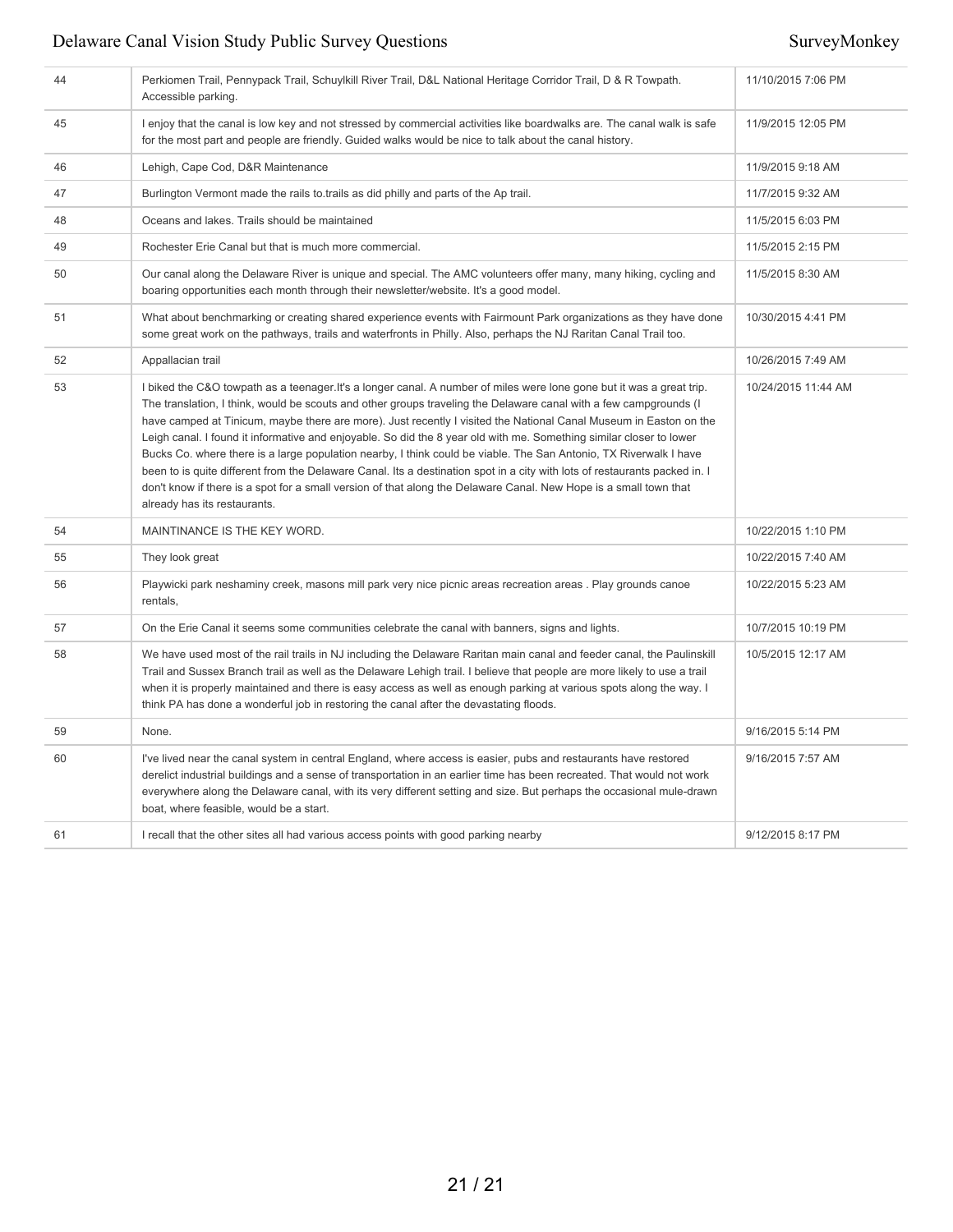| | | |
|---|---|---|
| 44 | Perkiomen Trail, Pennypack Trail, Schuylkill River Trail, D&L National Heritage Corridor Trail, D & R Towpath. Accessible parking. | 11/10/2015 7:06 PM |
| 45 | I enjoy that the canal is low key and not stressed by commercial activities like boardwalks are. The canal walk is safe for the most part and people are friendly. Guided walks would be nice to talk about the canal history. | 11/9/2015 12:05 PM |
| 46 | Lehigh, Cape Cod, D&R Maintenance | 11/9/2015 9:18 AM |
| 47 | Burlington Vermont made the rails to.trails as did philly and parts of the Ap trail. | 11/7/2015 9:32 AM |
| 48 | Oceans and lakes. Trails should be maintained | 11/5/2015 6:03 PM |
| 49 | Rochester Erie Canal but that is much more commercial. | 11/5/2015 2:15 PM |
| 50 | Our canal along the Delaware River is unique and special. The AMC volunteers offer many, many hiking, cycling and boaring opportunities each month through their newsletter/website. It's a good model. | 11/5/2015 8:30 AM |
| 51 | What about benchmarking or creating shared experience events with Fairmount Park organizations as they have done some great work on the pathways, trails and waterfronts in Philly. Also, perhaps the NJ Raritan Canal Trail too. | 10/30/2015 4:41 PM |
| 52 | Appallacian trail | 10/26/2015 7:49 AM |
| 53 | I biked the C&O towpath as a teenager.It's a longer canal. A number of miles were lone gone but it was a great trip. The translation, I think, would be scouts and other groups traveling the Delaware canal with a few campgrounds (I have camped at Tinicum, maybe there are more). Just recently I visited the National Canal Museum in Easton on the Leigh canal. I found it informative and enjoyable. So did the 8 year old with me. Something similar closer to lower Bucks Co. where there is a large population nearby, I think could be viable. The San Antonio, TX Riverwalk I have been to is quite different from the Delaware Canal. Its a destination spot in a city with lots of restaurants packed in. I don't know if there is a spot for a small version of that along the Delaware Canal. New Hope is a small town that already has its restaurants. | 10/24/2015 11:44 AM |
| 54 | MAINTINANCE IS THE KEY WORD. | 10/22/2015 1:10 PM |
| 55 | They look great | 10/22/2015 7:40 AM |
| 56 | Playwicki park neshaminy creek, masons mill park very nice picnic areas recreation areas . Play grounds canoe rentals, | 10/22/2015 5:23 AM |
| 57 | On the Erie Canal it seems some communities celebrate the canal with banners, signs and lights. | 10/7/2015 10:19 PM |
| 58 | We have used most of the rail trails in NJ including the Delaware Raritan main canal and feeder canal, the Paulinskill Trail and Sussex Branch trail as well as the Delaware Lehigh trail. I believe that people are more likely to use a trail when it is properly maintained and there is easy access as well as enough parking at various spots along the way. I think PA has done a wonderful job in restoring the canal after the devastating floods. | 10/5/2015 12:17 AM |
| 59 | None. | 9/16/2015 5:14 PM |
| 60 | I've lived near the canal system in central England, where access is easier, pubs and restaurants have restored derelict industrial buildings and a sense of transportation in an earlier time has been recreated. That would not work everywhere along the Delaware canal, with its very different setting and size. But perhaps the occasional mule-drawn boat, where feasible, would be a start. | 9/16/2015 7:57 AM |
| 61 | I recall that the other sites all had various access points with good parking nearby | 9/12/2015 8:17 PM |